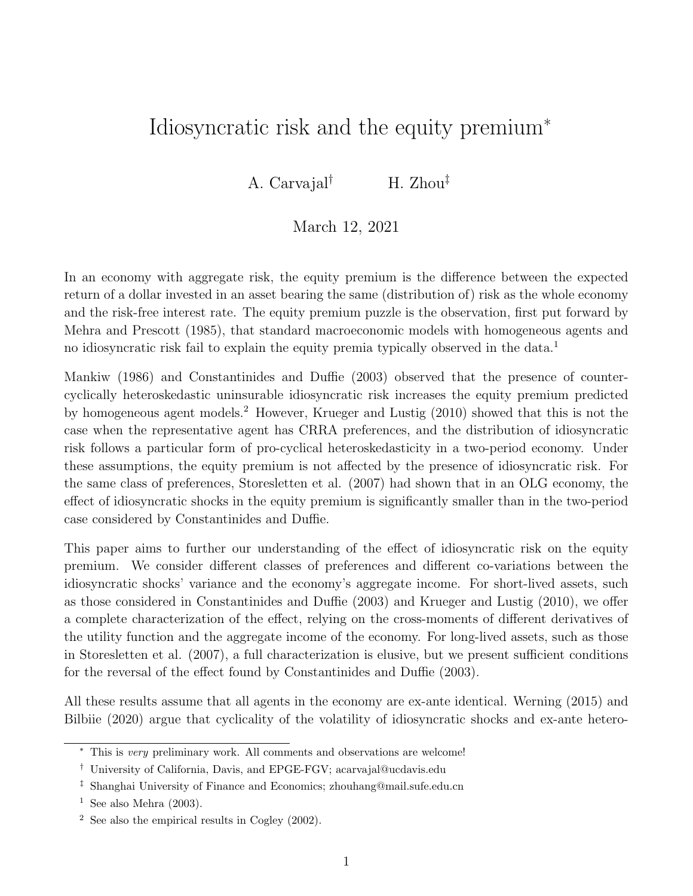# Idiosyncratic risk and the equity premium*

A. Carvajal[†] H. Zhou[‡]

March 12, 2021

In an economy with aggregate risk, the equity premium is the difference between the expected return of a dollar invested in an asset bearing the same (distribution of) risk as the whole economy and the risk-free interest rate. The equity premium puzzle is the observation, first put forward by Mehra and Prescott (1985), that standard macroeconomic models with homogeneous agents and no idiosyncratic risk fail to explain the equity premia typically observed in the data.[1]

Mankiw (1986) and Constantinides and Duffie (2003) observed that the presence of counter-cyclically heteroskedastic uninsurable idiosyncratic risk increases the equity premium predicted by homogeneous agent models.[2] However, Krueger and Lustig (2010) showed that this is not the case when the representative agent has CRRA preferences, and the distribution of idiosyncratic risk follows a particular form of pro-cyclical heteroskedasticity in a two-period economy. Under these assumptions, the equity premium is not affected by the presence of idiosyncratic risk. For the same class of preferences, Storesletten et al. (2007) had shown that in an OLG economy, the effect of idiosyncratic shocks in the equity premium is significantly smaller than in the two-period case considered by Constantinides and Duffie.

This paper aims to further our understanding of the effect of idiosyncratic risk on the equity premium. We consider different classes of preferences and different co-variations between the idiosyncratic shocks' variance and the economy's aggregate income. For short-lived assets, such as those considered in Constantinides and Duffie (2003) and Krueger and Lustig (2010), we offer a complete characterization of the effect, relying on the cross-moments of different derivatives of the utility function and the aggregate income of the economy. For long-lived assets, such as those in Storesletten et al. (2007), a full characterization is elusive, but we present sufficient conditions for the reversal of the effect found by Constantinides and Duffie (2003).

All these results assume that all agents in the economy are ex-ante identical. Werning (2015) and Bilbiie (2020) argue that cyclicality of the volatility of idiosyncratic shocks and ex-ante hetero-

---

* This is *very* preliminary work. All comments and observations are welcome!

† University of California, Davis, and EPGE-FGV; acarvajal@ucdavis.edu

‡ Shanghai University of Finance and Economics; zhouhang@mail.sufe.edu.cn

1 See also Mehra (2003).

2 See also the empirical results in Cogley (2002).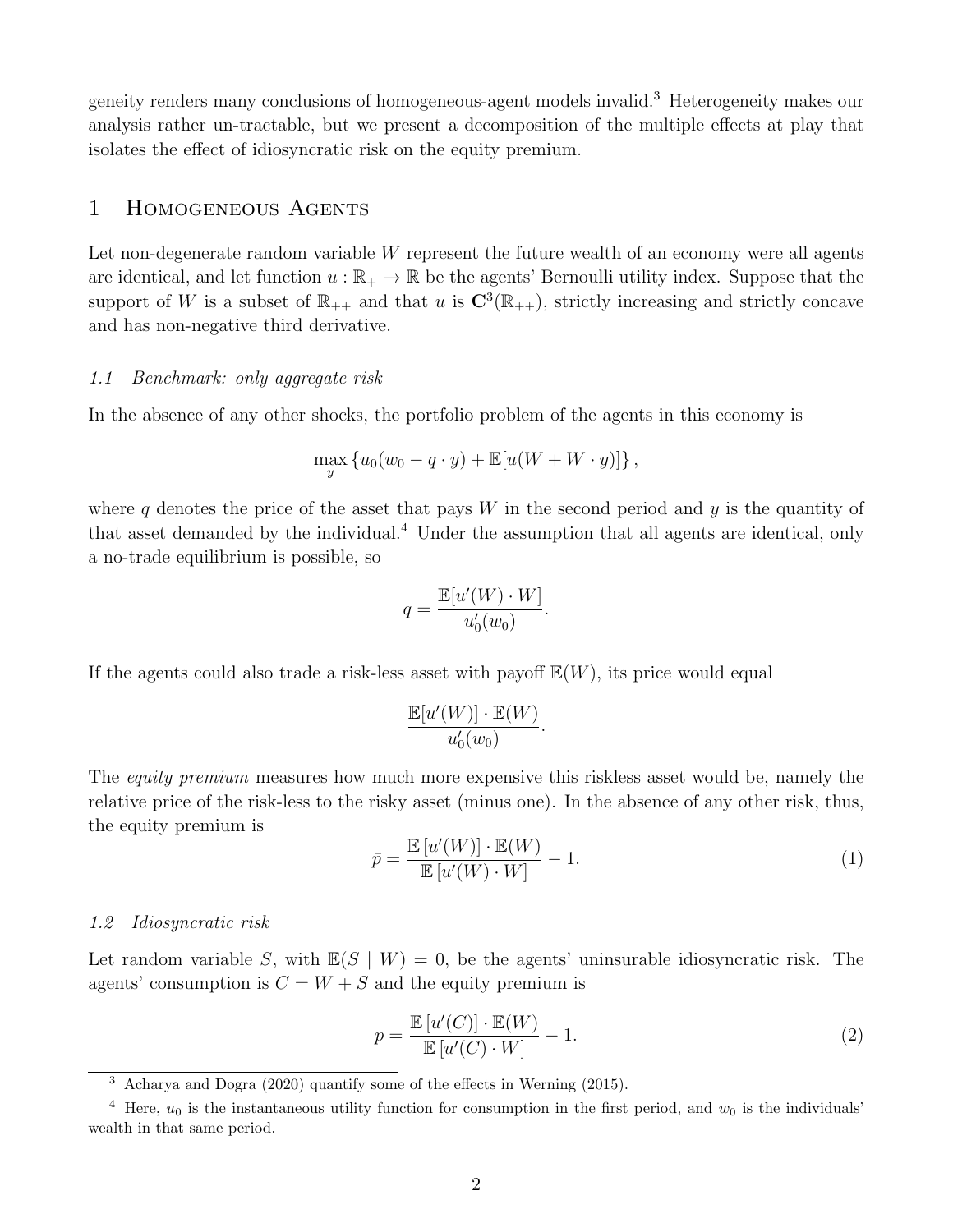geneity renders many conclusions of homogeneous-agent models invalid.[3] Heterogeneity makes our analysis rather un-tractable, but we present a decomposition of the multiple effects at play that isolates the effect of idiosyncratic risk on the equity premium.

## 1 Homogeneous Agents

Let non-degenerate random variable $W$ represent the future wealth of an economy were all agents are identical, and let function $u : \mathbb{R}_+ \to \mathbb{R}$ be the agents' Bernoulli utility index. Suppose that the support of $W$ is a subset of $\mathbb{R}_{++}$ and that $u$ is $\mathbf{C}^3(\mathbb{R}_{++})$, strictly increasing and strictly concave and has non-negative third derivative.

### *1.1 Benchmark: only aggregate risk*

In the absence of any other shocks, the portfolio problem of the agents in this economy is

$$\max_y \left\{ u_0(w_0 - q \cdot y) + \mathbb{E}[u(W + W \cdot y)] \right\},$$

where $q$ denotes the price of the asset that pays $W$ in the second period and $y$ is the quantity of that asset demanded by the individual.[4] Under the assumption that all agents are identical, only a no-trade equilibrium is possible, so

$$q = \frac{\mathbb{E}[u'(W) \cdot W]}{u_0'(w_0)}.$$

If the agents could also trade a risk-less asset with payoff $\mathbb{E}(W)$, its price would equal

$$\frac{\mathbb{E}[u'(W)] \cdot \mathbb{E}(W)}{u_0'(w_0)}.$$

The *equity premium* measures how much more expensive this riskless asset would be, namely the relative price of the risk-less to the risky asset (minus one). In the absence of any other risk, thus, the equity premium is

$$\bar{p} = \frac{\mathbb{E}\left[u'(W)\right] \cdot \mathbb{E}(W)}{\mathbb{E}\left[u'(W) \cdot W\right]} - 1. \tag{1}$$

### *1.2 Idiosyncratic risk*

Let random variable $S$, with $\mathbb{E}(S \mid W) = 0$, be the agents' uninsurable idiosyncratic risk. The agents' consumption is $C = W + S$ and the equity premium is

$$p = \frac{\mathbb{E}\left[u'(C)\right] \cdot \mathbb{E}(W)}{\mathbb{E}\left[u'(C) \cdot W\right]} - 1. \tag{2}$$

---

[3] Acharya and Dogra (2020) quantify some of the effects in Werning (2015).

[4] Here, $u_0$ is the instantaneous utility function for consumption in the first period, and $w_0$ is the individuals' wealth in that same period.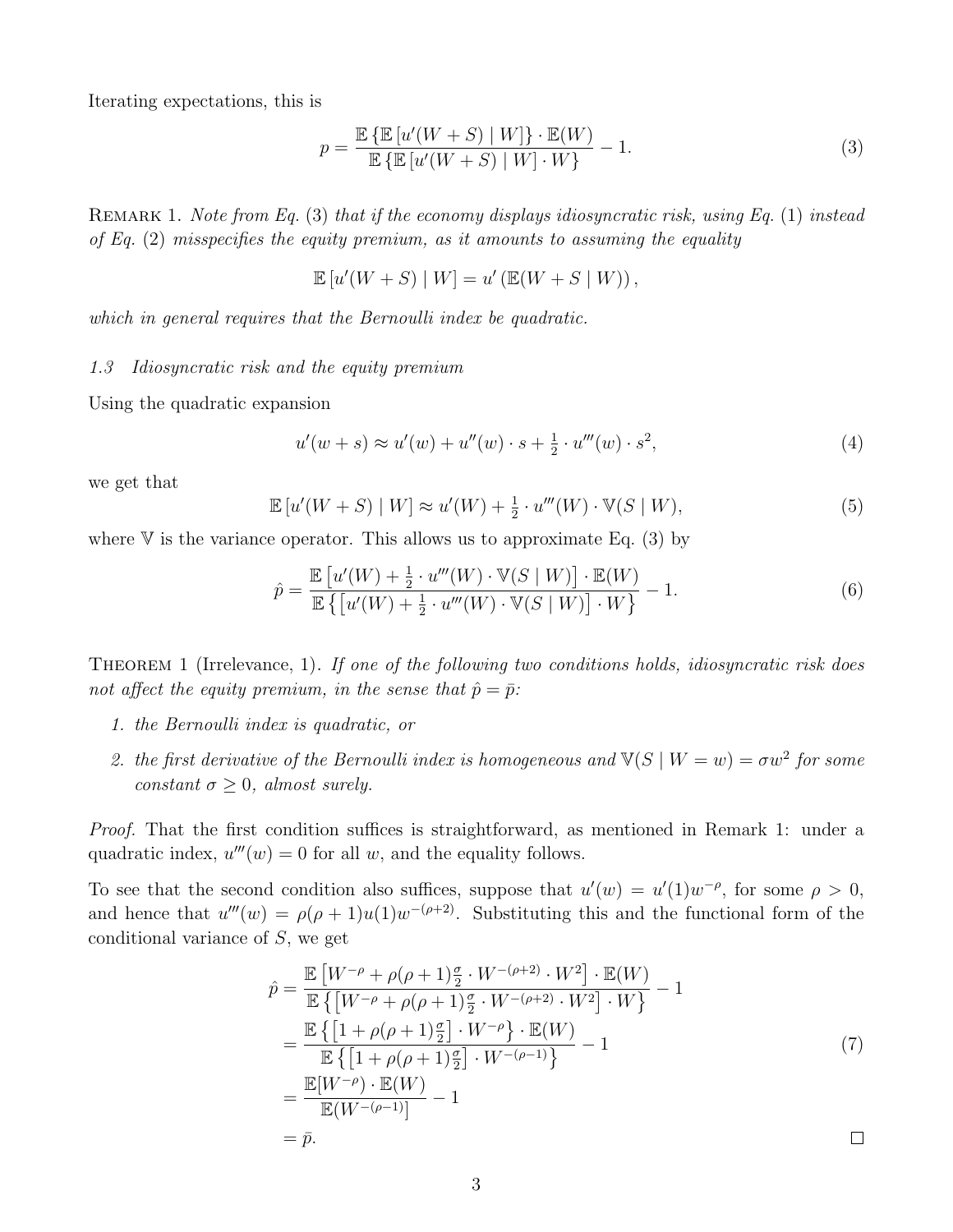Iterating expectations, this is

$$p = \frac{\mathbb{E}\left\{\mathbb{E}\left[u'(W+S) \mid W\right]\right\} \cdot \mathbb{E}(W)}{\mathbb{E}\left\{\mathbb{E}\left[u'(W+S) \mid W\right] \cdot W\right\}} - 1. \tag{3}$$

Remark 1. *Note from Eq. (3) that if the economy displays idiosyncratic risk, using Eq. (1) instead of Eq. (2) misspecifies the equity premium, as it amounts to assuming the equality*

$$\mathbb{E}\left[u'(W+S) \mid W\right] = u'\left(\mathbb{E}(W+S \mid W)\right),$$

*which in general requires that the Bernoulli index be quadratic.*

### *1.3 Idiosyncratic risk and the equity premium*

Using the quadratic expansion

$$u'(w+s) \approx u'(w) + u''(w) \cdot s + \tfrac{1}{2} \cdot u'''(w) \cdot s^2, \tag{4}$$

we get that

$$\mathbb{E}\left[u'(W+S) \mid W\right] \approx u'(W) + \tfrac{1}{2} \cdot u'''(W) \cdot \mathbb{V}(S \mid W), \tag{5}$$

where $\mathbb{V}$ is the variance operator. This allows us to approximate Eq. (3) by

$$\hat{p} = \frac{\mathbb{E}\left[u'(W) + \frac{1}{2} \cdot u'''(W) \cdot \mathbb{V}(S \mid W)\right] \cdot \mathbb{E}(W)}{\mathbb{E}\left\{\left[u'(W) + \frac{1}{2} \cdot u'''(W) \cdot \mathbb{V}(S \mid W)\right] \cdot W\right\}} - 1. \tag{6}$$

Theorem 1 (Irrelevance, 1). *If one of the following two conditions holds, idiosyncratic risk does not affect the equity premium, in the sense that $\hat{p} = \bar{p}$:*

1. *the Bernoulli index is quadratic, or*
2. *the first derivative of the Bernoulli index is homogeneous and $\mathbb{V}(S \mid W = w) = \sigma w^2$ for some constant $\sigma \geq 0$, almost surely.*

*Proof.* That the first condition suffices is straightforward, as mentioned in Remark 1: under a quadratic index, $u'''(w) = 0$ for all $w$, and the equality follows.

To see that the second condition also suffices, suppose that $u'(w) = u'(1)w^{-\rho}$, for some $\rho > 0$, and hence that $u'''(w) = \rho(\rho+1)u(1)w^{-(\rho+2)}$. Substituting this and the functional form of the conditional variance of $S$, we get

$$\begin{aligned}
\hat{p} &= \frac{\mathbb{E}\left[W^{-\rho} + \rho(\rho+1)\frac{\sigma}{2} \cdot W^{-(\rho+2)} \cdot W^2\right] \cdot \mathbb{E}(W)}{\mathbb{E}\left\{\left[W^{-\rho} + \rho(\rho+1)\frac{\sigma}{2} \cdot W^{-(\rho+2)} \cdot W^2\right] \cdot W\right\}} - 1 \\
&= \frac{\mathbb{E}\left\{\left[1 + \rho(\rho+1)\frac{\sigma}{2}\right] \cdot W^{-\rho}\right\} \cdot \mathbb{E}(W)}{\mathbb{E}\left\{\left[1 + \rho(\rho+1)\frac{\sigma}{2}\right] \cdot W^{-(\rho-1)}\right\}} - 1 \\
&= \frac{\mathbb{E}[W^{-\rho}) \cdot \mathbb{E}(W)}{\mathbb{E}(W^{-(\rho-1)}]} - 1 \\
&= \bar{p}.
\end{aligned} \tag{7}$$

□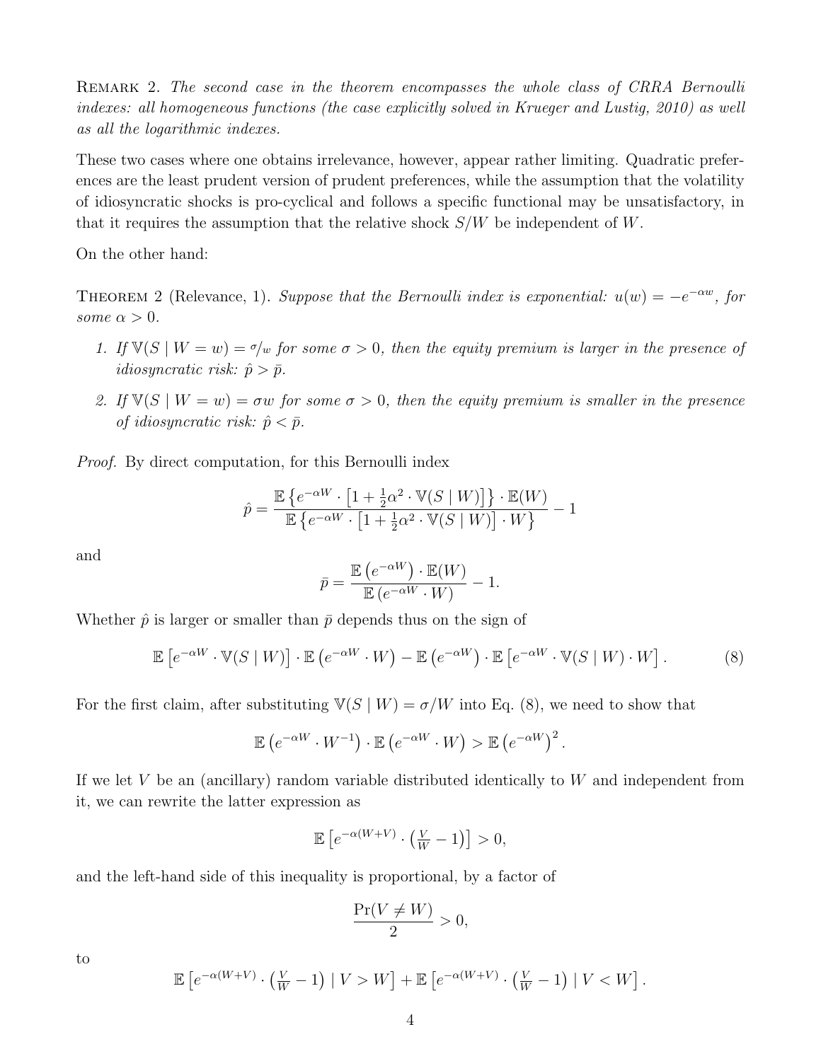REMARK 2. *The second case in the theorem encompasses the whole class of CRRA Bernoulli indexes: all homogeneous functions (the case explicitly solved in Krueger and Lustig, 2010) as well as all the logarithmic indexes.*

These two cases where one obtains irrelevance, however, appear rather limiting. Quadratic preferences are the least prudent version of prudent preferences, while the assumption that the volatility of idiosyncratic shocks is pro-cyclical and follows a specific functional may be unsatisfactory, in that it requires the assumption that the relative shock $S/W$ be independent of $W$.

On the other hand:

THEOREM 2 (Relevance, 1). *Suppose that the Bernoulli index is exponential: $u(w) = -e^{-\alpha w}$, for some $\alpha > 0$.*

1. *If $\mathbb{V}(S \mid W = w) = \sigma/w$ for some $\sigma > 0$, then the equity premium is larger in the presence of idiosyncratic risk: $\hat{p} > \bar{p}$.*
2. *If $\mathbb{V}(S \mid W = w) = \sigma w$ for some $\sigma > 0$, then the equity premium is smaller in the presence of idiosyncratic risk: $\hat{p} < \bar{p}$.*

*Proof.* By direct computation, for this Bernoulli index

$$\hat{p} = \frac{\mathbb{E}\left\{e^{-\alpha W} \cdot \left[1 + \frac{1}{2}\alpha^2 \cdot \mathbb{V}(S \mid W)\right]\right\} \cdot \mathbb{E}(W)}{\mathbb{E}\left\{e^{-\alpha W} \cdot \left[1 + \frac{1}{2}\alpha^2 \cdot \mathbb{V}(S \mid W)\right] \cdot W\right\}} - 1$$

and

$$\bar{p} = \frac{\mathbb{E}\left(e^{-\alpha W}\right) \cdot \mathbb{E}(W)}{\mathbb{E}\left(e^{-\alpha W} \cdot W\right)} - 1.$$

Whether $\hat{p}$ is larger or smaller than $\bar{p}$ depends thus on the sign of

$$\mathbb{E}\left[e^{-\alpha W} \cdot \mathbb{V}(S \mid W)\right] \cdot \mathbb{E}\left(e^{-\alpha W} \cdot W\right) - \mathbb{E}\left(e^{-\alpha W}\right) \cdot \mathbb{E}\left[e^{-\alpha W} \cdot \mathbb{V}(S \mid W) \cdot W\right]. \tag{8}$$

For the first claim, after substituting $\mathbb{V}(S \mid W) = \sigma/W$ into Eq. (8), we need to show that

$$\mathbb{E}\left(e^{-\alpha W} \cdot W^{-1}\right) \cdot \mathbb{E}\left(e^{-\alpha W} \cdot W\right) > \mathbb{E}\left(e^{-\alpha W}\right)^2.$$

If we let $V$ be an (ancillary) random variable distributed identically to $W$ and independent from it, we can rewrite the latter expression as

$$\mathbb{E}\left[e^{-\alpha(W+V)} \cdot \left(\tfrac{V}{W} - 1\right)\right] > 0,$$

and the left-hand side of this inequality is proportional, by a factor of

$$\frac{\Pr(V \neq W)}{2} > 0,$$

to

$$\mathbb{E}\left[e^{-\alpha(W+V)} \cdot \left(\tfrac{V}{W} - 1\right) \mid V > W\right] + \mathbb{E}\left[e^{-\alpha(W+V)} \cdot \left(\tfrac{V}{W} - 1\right) \mid V < W\right].$$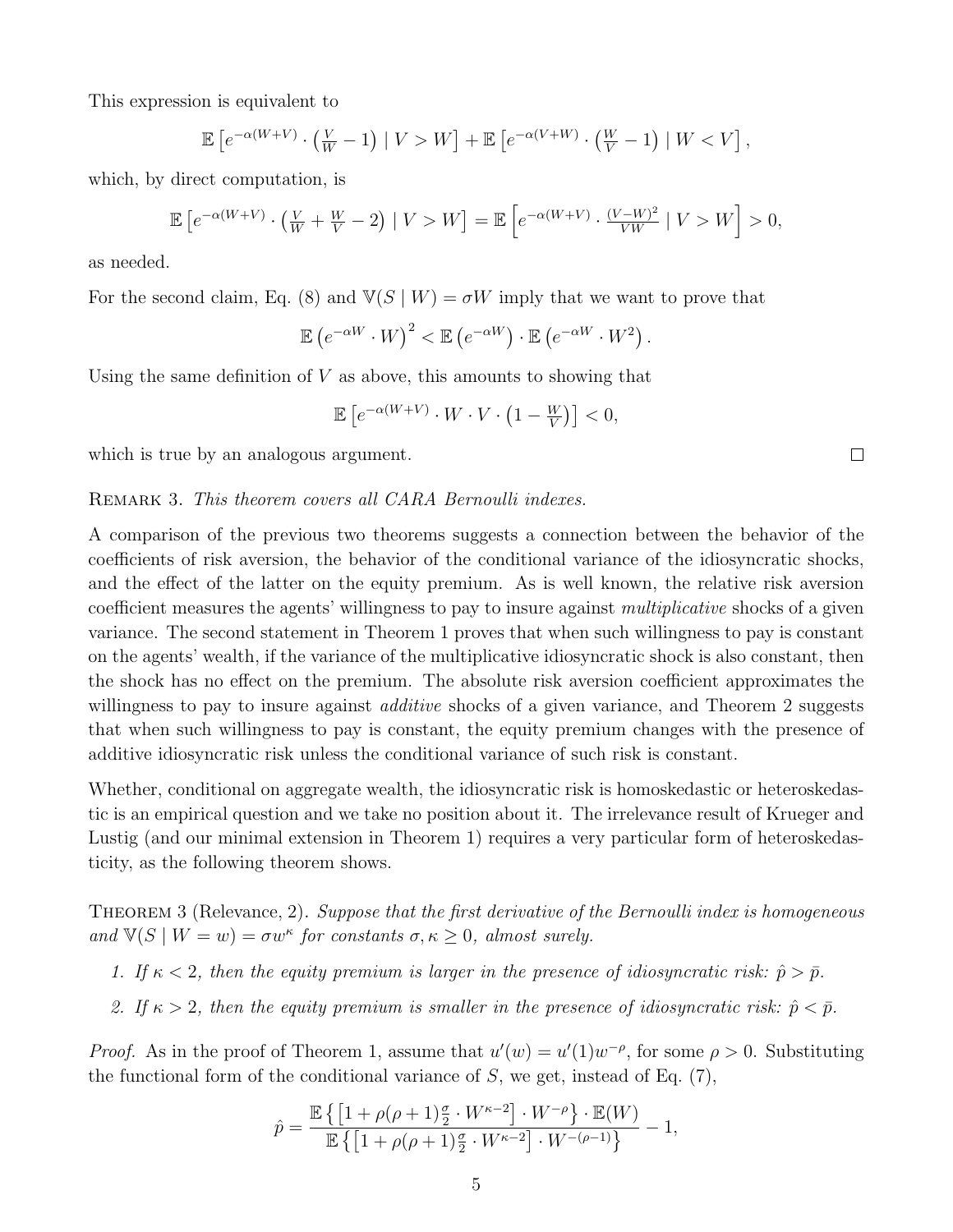This expression is equivalent to

$$\mathbb{E}\left[e^{-\alpha(W+V)} \cdot \left(\tfrac{V}{W} - 1\right) \mid V > W\right] + \mathbb{E}\left[e^{-\alpha(V+W)} \cdot \left(\tfrac{W}{V} - 1\right) \mid W < V\right],$$

which, by direct computation, is

$$\mathbb{E}\left[e^{-\alpha(W+V)} \cdot \left(\tfrac{V}{W} + \tfrac{W}{V} - 2\right) \mid V > W\right] = \mathbb{E}\left[e^{-\alpha(W+V)} \cdot \tfrac{(V-W)^2}{VW} \mid V > W\right] > 0,$$

as needed.

For the second claim, Eq. (8) and $\mathbb{V}(S \mid W) = \sigma W$ imply that we want to prove that

$$\mathbb{E}\left(e^{-\alpha W} \cdot W\right)^2 < \mathbb{E}\left(e^{-\alpha W}\right) \cdot \mathbb{E}\left(e^{-\alpha W} \cdot W^2\right).$$

Using the same definition of $V$ as above, this amounts to showing that

$$\mathbb{E}\left[e^{-\alpha(W+V)} \cdot W \cdot V \cdot \left(1 - \tfrac{W}{V}\right)\right] < 0,$$

which is true by an analogous argument. □

Remark 3. *This theorem covers all CARA Bernoulli indexes.*

A comparison of the previous two theorems suggests a connection between the behavior of the coefficients of risk aversion, the behavior of the conditional variance of the idiosyncratic shocks, and the effect of the latter on the equity premium. As is well known, the relative risk aversion coefficient measures the agents' willingness to pay to insure against *multiplicative* shocks of a given variance. The second statement in Theorem 1 proves that when such willingness to pay is constant on the agents' wealth, if the variance of the multiplicative idiosyncratic shock is also constant, then the shock has no effect on the premium. The absolute risk aversion coefficient approximates the willingness to pay to insure against *additive* shocks of a given variance, and Theorem 2 suggests that when such willingness to pay is constant, the equity premium changes with the presence of additive idiosyncratic risk unless the conditional variance of such risk is constant.

Whether, conditional on aggregate wealth, the idiosyncratic risk is homoskedastic or heteroskedastic is an empirical question and we take no position about it. The irrelevance result of Krueger and Lustig (and our minimal extension in Theorem 1) requires a very particular form of heteroskedasticity, as the following theorem shows.

Theorem 3 (Relevance, 2). *Suppose that the first derivative of the Bernoulli index is homogeneous and $\mathbb{V}(S \mid W = w) = \sigma w^{\kappa}$ for constants $\sigma, \kappa \geq 0$, almost surely.*

1. *If $\kappa < 2$, then the equity premium is larger in the presence of idiosyncratic risk: $\hat{p} > \bar{p}$.*
2. *If $\kappa > 2$, then the equity premium is smaller in the presence of idiosyncratic risk: $\hat{p} < \bar{p}$.*

*Proof.* As in the proof of Theorem 1, assume that $u'(w) = u'(1)w^{-\rho}$, for some $\rho > 0$. Substituting the functional form of the conditional variance of $S$, we get, instead of Eq. (7),

$$\hat{p} = \frac{\mathbb{E}\left\{\left[1 + \rho(\rho+1)\frac{\sigma}{2} \cdot W^{\kappa-2}\right] \cdot W^{-\rho}\right\} \cdot \mathbb{E}(W)}{\mathbb{E}\left\{\left[1 + \rho(\rho+1)\frac{\sigma}{2} \cdot W^{\kappa-2}\right] \cdot W^{-(\rho-1)}\right\}} - 1,$$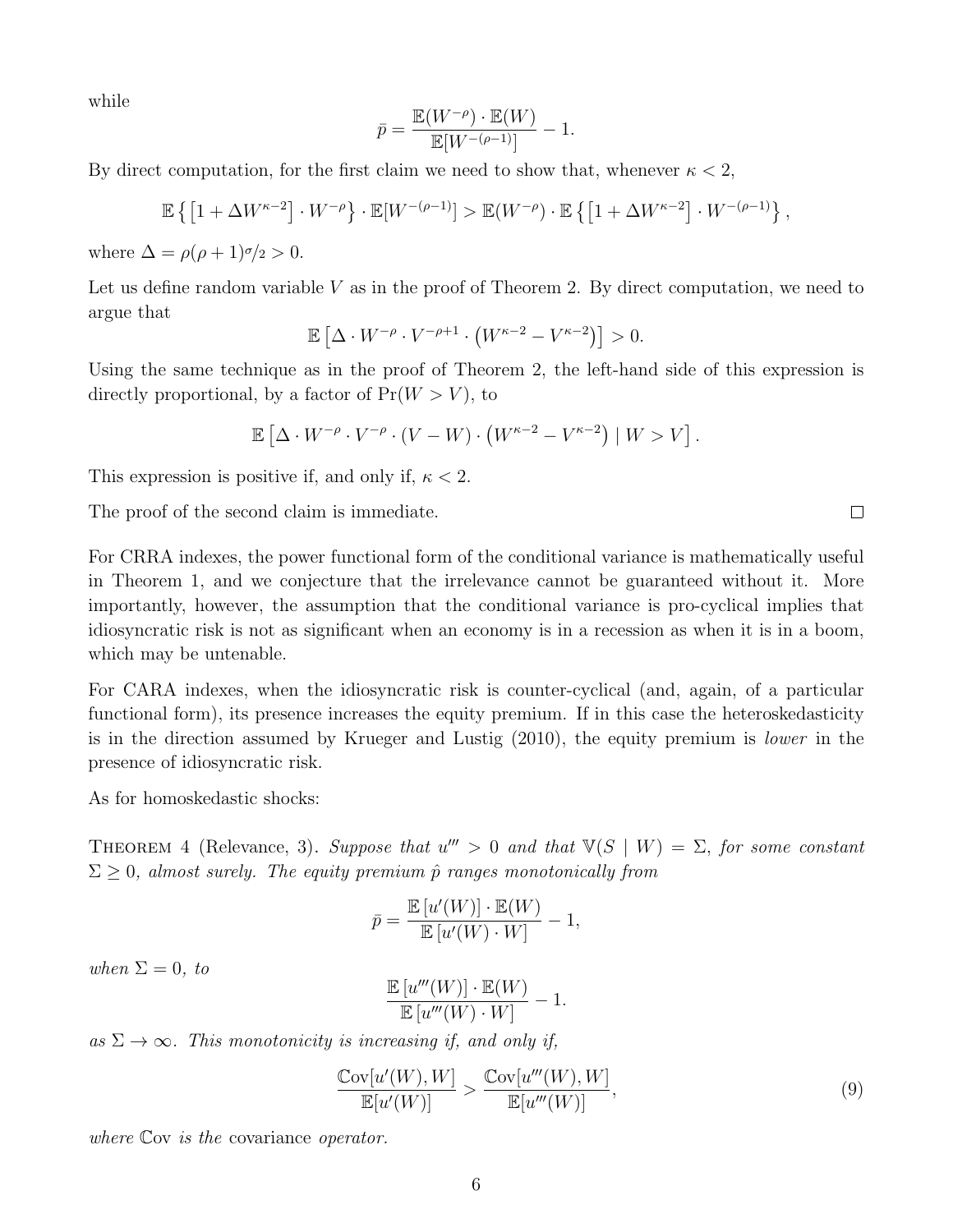while

$$\bar{p} = \frac{\mathbb{E}(W^{-\rho}) \cdot \mathbb{E}(W)}{\mathbb{E}[W^{-(\rho-1)}]} - 1.$$

By direct computation, for the first claim we need to show that, whenever $\kappa < 2$,

$$\mathbb{E}\left\{\left[1 + \Delta W^{\kappa-2}\right] \cdot W^{-\rho}\right\} \cdot \mathbb{E}[W^{-(\rho-1)}] > \mathbb{E}(W^{-\rho}) \cdot \mathbb{E}\left\{\left[1 + \Delta W^{\kappa-2}\right] \cdot W^{-(\rho-1)}\right\},$$

where $\Delta = \rho(\rho+1)\sigma/2 > 0$.

Let us define random variable $V$ as in the proof of Theorem 2. By direct computation, we need to argue that

$$\mathbb{E}\left[\Delta \cdot W^{-\rho} \cdot V^{-\rho+1} \cdot \left(W^{\kappa-2} - V^{\kappa-2}\right)\right] > 0.$$

Using the same technique as in the proof of Theorem 2, the left-hand side of this expression is directly proportional, by a factor of $\Pr(W > V)$, to

$$\mathbb{E}\left[\Delta \cdot W^{-\rho} \cdot V^{-\rho} \cdot (V - W) \cdot \left(W^{\kappa-2} - V^{\kappa-2}\right) \mid W > V\right].$$

This expression is positive if, and only if, $\kappa < 2$.

The proof of the second claim is immediate. □

For CRRA indexes, the power functional form of the conditional variance is mathematically useful in Theorem 1, and we conjecture that the irrelevance cannot be guaranteed without it. More importantly, however, the assumption that the conditional variance is pro-cyclical implies that idiosyncratic risk is not as significant when an economy is in a recession as when it is in a boom, which may be untenable.

For CARA indexes, when the idiosyncratic risk is counter-cyclical (and, again, of a particular functional form), its presence increases the equity premium. If in this case the heteroskedasticity is in the direction assumed by Krueger and Lustig (2010), the equity premium is *lower* in the presence of idiosyncratic risk.

As for homoskedastic shocks:

THEOREM 4 (Relevance, 3). *Suppose that $u''' > 0$ and that $\mathbb{V}(S \mid W) = \Sigma$, for some constant $\Sigma \geq 0$, almost surely. The equity premium $\hat{p}$ ranges monotonically from*

$$\bar{p} = \frac{\mathbb{E}\left[u'(W)\right] \cdot \mathbb{E}(W)}{\mathbb{E}\left[u'(W) \cdot W\right]} - 1,$$

*when $\Sigma = 0$, to*

$$\frac{\mathbb{E}\left[u'''(W)\right] \cdot \mathbb{E}(W)}{\mathbb{E}\left[u'''(W) \cdot W\right]} - 1.$$

*as $\Sigma \to \infty$. This monotonicity is increasing if, and only if,*

$$\frac{\mathbb{C}\text{ov}[u'(W), W]}{\mathbb{E}[u'(W)]} > \frac{\mathbb{C}\text{ov}[u'''(W), W]}{\mathbb{E}[u'''(W)]}, \tag{9}$$

*where $\mathbb{C}$ov is the* covariance *operator.*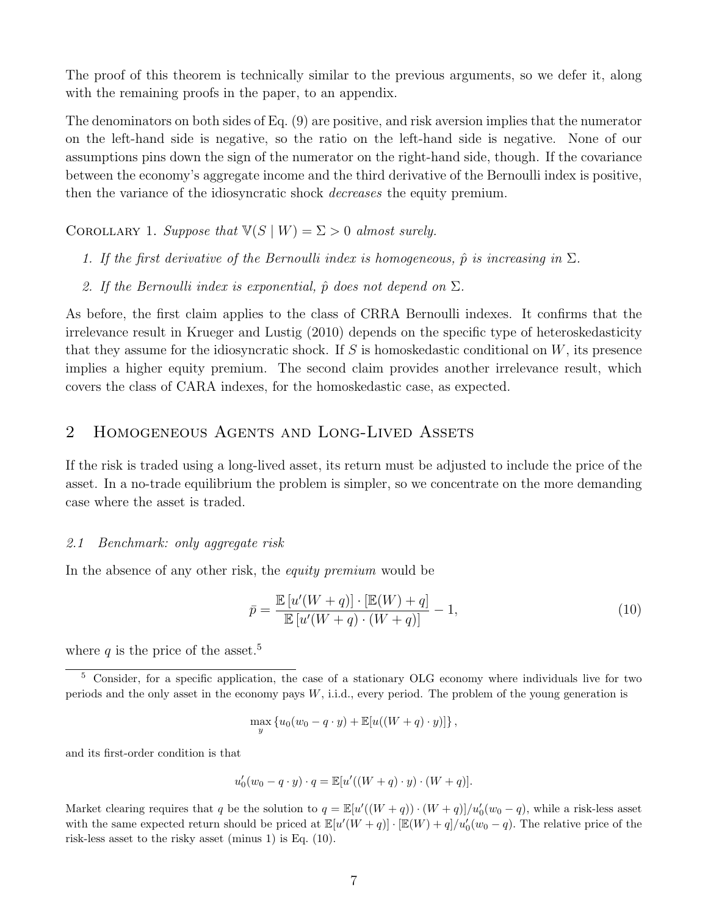The proof of this theorem is technically similar to the previous arguments, so we defer it, along with the remaining proofs in the paper, to an appendix.

The denominators on both sides of Eq. (9) are positive, and risk aversion implies that the numerator on the left-hand side is negative, so the ratio on the left-hand side is negative. None of our assumptions pins down the sign of the numerator on the right-hand side, though. If the covariance between the economy's aggregate income and the third derivative of the Bernoulli index is positive, then the variance of the idiosyncratic shock *decreases* the equity premium.

Corollary 1. *Suppose that $\mathbb{V}(S \mid W) = \Sigma > 0$ almost surely.*

1. *If the first derivative of the Bernoulli index is homogeneous, $\hat{p}$ is increasing in $\Sigma$.*
2. *If the Bernoulli index is exponential, $\hat{p}$ does not depend on $\Sigma$.*

As before, the first claim applies to the class of CRRA Bernoulli indexes. It confirms that the irrelevance result in Krueger and Lustig (2010) depends on the specific type of heteroskedasticity that they assume for the idiosyncratic shock. If $S$ is homoskedastic conditional on $W$, its presence implies a higher equity premium. The second claim provides another irrelevance result, which covers the class of CARA indexes, for the homoskedastic case, as expected.

## 2 Homogeneous Agents and Long-Lived Assets

If the risk is traded using a long-lived asset, its return must be adjusted to include the price of the asset. In a no-trade equilibrium the problem is simpler, so we concentrate on the more demanding case where the asset is traded.

### 2.1 Benchmark: only aggregate risk

In the absence of any other risk, the *equity premium* would be

$$\bar{p} = \frac{\mathbb{E}\left[u'(W+q)\right] \cdot \left[\mathbb{E}(W) + q\right]}{\mathbb{E}\left[u'(W+q) \cdot (W+q)\right]} - 1, \tag{10}$$

where $q$ is the price of the asset.[5]

---

[5] Consider, for a specific application, the case of a stationary OLG economy where individuals live for two periods and the only asset in the economy pays $W$, i.i.d., every period. The problem of the young generation is

$$\max_{y} \left\{ u_0(w_0 - q \cdot y) + \mathbb{E}[u((W+q) \cdot y)] \right\},$$

and its first-order condition is that

$$u_0'(w_0 - q \cdot y) \cdot q = \mathbb{E}[u'((W+q) \cdot y) \cdot (W+q)].$$

Market clearing requires that $q$ be the solution to $q = \mathbb{E}[u'((W+q)) \cdot (W+q)]/u_0'(w_0 - q)$, while a risk-less asset with the same expected return should be priced at $\mathbb{E}[u'(W+q)] \cdot [\mathbb{E}(W) + q]/u_0'(w_0 - q)$. The relative price of the risk-less asset to the risky asset (minus 1) is Eq. (10).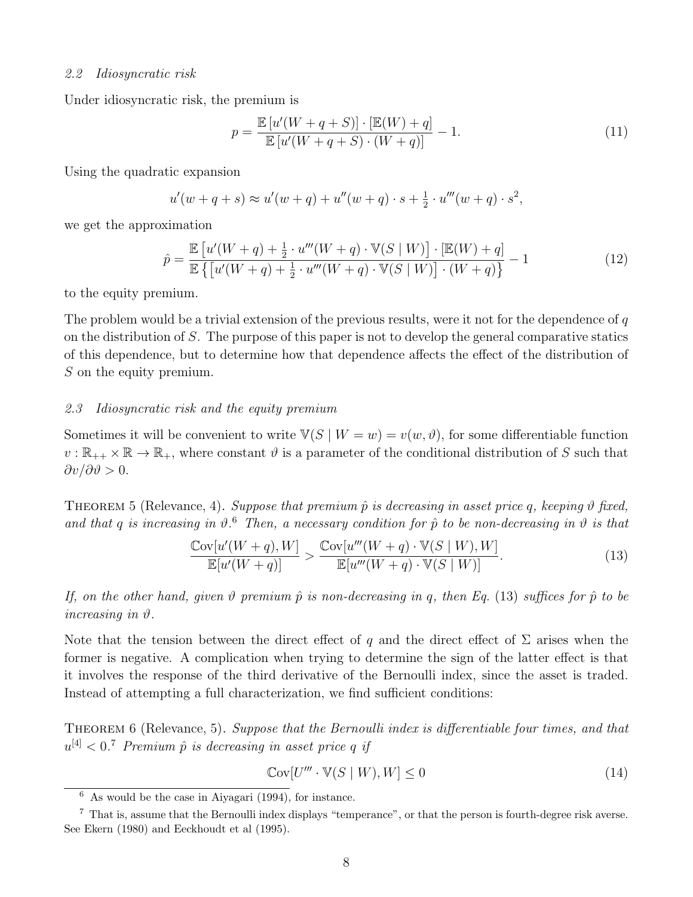### *2.2 Idiosyncratic risk*

Under idiosyncratic risk, the premium is

$$p = \frac{\mathbb{E}\left[u'(W + q + S)\right] \cdot [\mathbb{E}(W) + q]}{\mathbb{E}\left[u'(W + q + S) \cdot (W + q)\right]} - 1. \tag{11}$$

Using the quadratic expansion

$$u'(w + q + s) \approx u'(w + q) + u''(w + q) \cdot s + \tfrac{1}{2} \cdot u'''(w + q) \cdot s^2,$$

we get the approximation

$$\hat{p} = \frac{\mathbb{E}\left[u'(W + q) + \frac{1}{2} \cdot u'''(W + q) \cdot \mathbb{V}(S \mid W)\right] \cdot [\mathbb{E}(W) + q]}{\mathbb{E}\left\{\left[u'(W + q) + \frac{1}{2} \cdot u'''(W + q) \cdot \mathbb{V}(S \mid W)\right] \cdot (W + q)\right\}} - 1 \tag{12}$$

to the equity premium.

The problem would be a trivial extension of the previous results, were it not for the dependence of $q$ on the distribution of $S$. The purpose of this paper is not to develop the general comparative statics of this dependence, but to determine how that dependence affects the effect of the distribution of $S$ on the equity premium.

### *2.3 Idiosyncratic risk and the equity premium*

Sometimes it will be convenient to write $\mathbb{V}(S \mid W = w) = v(w, \vartheta)$, for some differentiable function $v : \mathbb{R}_{++} \times \mathbb{R} \to \mathbb{R}_{+}$, where constant $\vartheta$ is a parameter of the conditional distribution of $S$ such that $\partial v / \partial \vartheta > 0$.

THEOREM 5 (Relevance, 4). *Suppose that premium $\hat{p}$ is decreasing in asset price $q$, keeping $\vartheta$ fixed, and that $q$ is increasing in $\vartheta$.*[6] *Then, a necessary condition for $\hat{p}$ to be non-decreasing in $\vartheta$ is that*

$$\frac{\mathbb{C}\mathrm{ov}[u'(W + q), W]}{\mathbb{E}[u'(W + q)]} > \frac{\mathbb{C}\mathrm{ov}[u'''(W + q) \cdot \mathbb{V}(S \mid W), W]}{\mathbb{E}[u'''(W + q) \cdot \mathbb{V}(S \mid W)]}. \tag{13}$$

*If, on the other hand, given $\vartheta$ premium $\hat{p}$ is non-decreasing in $q$, then Eq. (13) suffices for $\hat{p}$ to be increasing in $\vartheta$.*

Note that the tension between the direct effect of $q$ and the direct effect of $\Sigma$ arises when the former is negative. A complication when trying to determine the sign of the latter effect is that it involves the response of the third derivative of the Bernoulli index, since the asset is traded. Instead of attempting a full characterization, we find sufficient conditions:

THEOREM 6 (Relevance, 5). *Suppose that the Bernoulli index is differentiable four times, and that $u^{[4]} < 0$.*[7] *Premium $\hat{p}$ is decreasing in asset price $q$ if*

$$\mathbb{C}\mathrm{ov}[U''' \cdot \mathbb{V}(S \mid W), W] \leq 0 \tag{14}$$

---

[6] As would be the case in Aiyagari (1994), for instance.

[7] That is, assume that the Bernoulli index displays "temperance", or that the person is fourth-degree risk averse. See Ekern (1980) and Eeckhoudt et al (1995).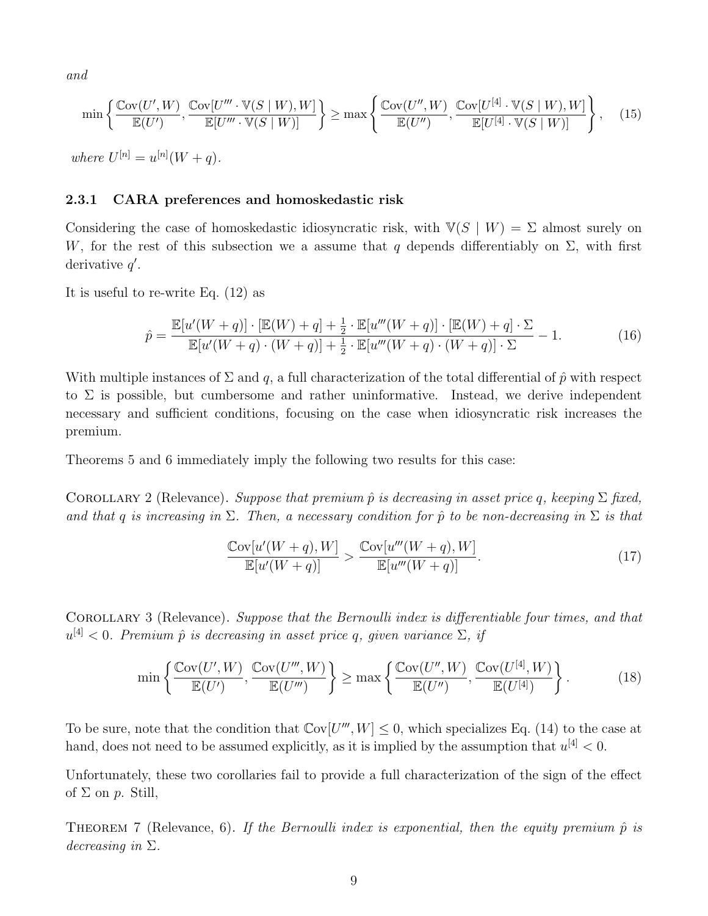*and*

$$\min\left\{\frac{\mathbb{C}\text{ov}(U', W)}{\mathbb{E}(U')}, \frac{\mathbb{C}\text{ov}[U''' \cdot \mathbb{V}(S \mid W), W]}{\mathbb{E}[U''' \cdot \mathbb{V}(S \mid W)]}\right\} \geq \max\left\{\frac{\mathbb{C}\text{ov}(U'', W)}{\mathbb{E}(U'')}, \frac{\mathbb{C}\text{ov}[U^{[4]} \cdot \mathbb{V}(S \mid W), W]}{\mathbb{E}[U^{[4]} \cdot \mathbb{V}(S \mid W)]}\right\}, \quad (15)$$

*where* $U^{[n]} = u^{[n]}(W + q)$.

### 2.3.1 CARA preferences and homoskedastic risk

Considering the case of homoskedastic idiosyncratic risk, with $\mathbb{V}(S \mid W) = \Sigma$ almost surely on $W$, for the rest of this subsection we a assume that $q$ depends differentiably on $\Sigma$, with first derivative $q'$.

It is useful to re-write Eq. (12) as

$$\hat{p} = \frac{\mathbb{E}[u'(W+q)] \cdot [\mathbb{E}(W) + q] + \frac{1}{2} \cdot \mathbb{E}[u'''(W+q)] \cdot [\mathbb{E}(W) + q] \cdot \Sigma}{\mathbb{E}[u'(W+q) \cdot (W+q)] + \frac{1}{2} \cdot \mathbb{E}[u'''(W+q) \cdot (W+q)] \cdot \Sigma} - 1. \quad (16)$$

With multiple instances of $\Sigma$ and $q$, a full characterization of the total differential of $\hat{p}$ with respect to $\Sigma$ is possible, but cumbersome and rather uninformative. Instead, we derive independent necessary and sufficient conditions, focusing on the case when idiosyncratic risk increases the premium.

Theorems 5 and 6 immediately imply the following two results for this case:

Corollary 2 (Relevance). *Suppose that premium $\hat{p}$ is decreasing in asset price $q$, keeping $\Sigma$ fixed, and that $q$ is increasing in $\Sigma$. Then, a necessary condition for $\hat{p}$ to be non-decreasing in $\Sigma$ is that*

$$\frac{\mathbb{C}\text{ov}[u'(W+q), W]}{\mathbb{E}[u'(W+q)]} > \frac{\mathbb{C}\text{ov}[u'''(W+q), W]}{\mathbb{E}[u'''(W+q)]}. \quad (17)$$

Corollary 3 (Relevance). *Suppose that the Bernoulli index is differentiable four times, and that $u^{[4]} < 0$. Premium $\hat{p}$ is decreasing in asset price $q$, given variance $\Sigma$, if*

$$\min\left\{\frac{\mathbb{C}\text{ov}(U', W)}{\mathbb{E}(U')}, \frac{\mathbb{C}\text{ov}(U''', W)}{\mathbb{E}(U''')}\right\} \geq \max\left\{\frac{\mathbb{C}\text{ov}(U'', W)}{\mathbb{E}(U'')}, \frac{\mathbb{C}\text{ov}(U^{[4]}, W)}{\mathbb{E}(U^{[4]})}\right\}. \quad (18)$$

To be sure, note that the condition that $\mathbb{C}\text{ov}[U''', W] \leq 0$, which specializes Eq. (14) to the case at hand, does not need to be assumed explicitly, as it is implied by the assumption that $u^{[4]} < 0$.

Unfortunately, these two corollaries fail to provide a full characterization of the sign of the effect of $\Sigma$ on $p$. Still,

Theorem 7 (Relevance, 6). *If the Bernoulli index is exponential, then the equity premium $\hat{p}$ is decreasing in $\Sigma$.*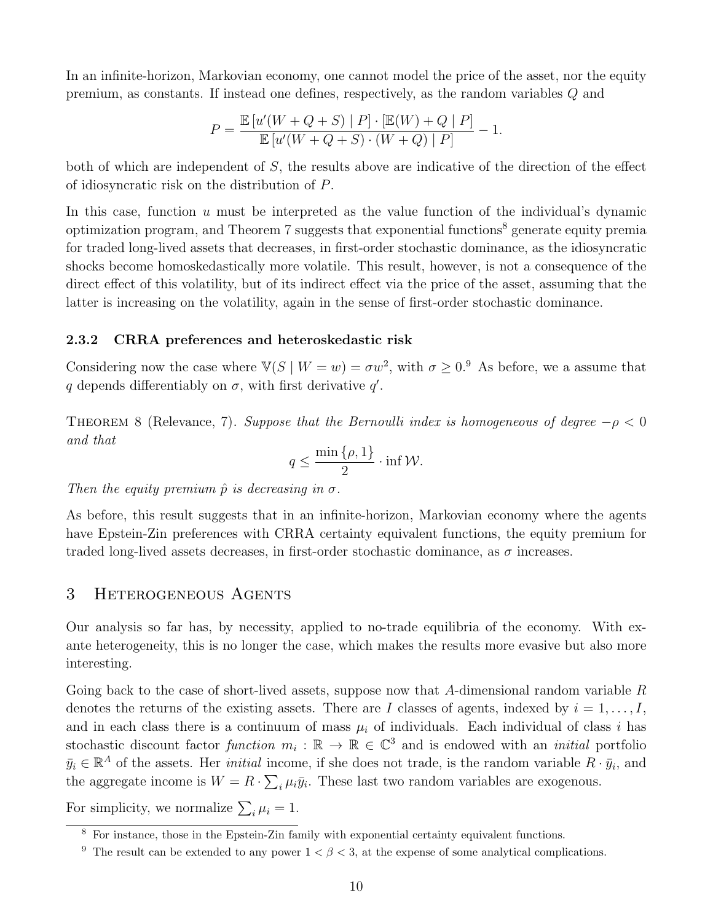In an infinite-horizon, Markovian economy, one cannot model the price of the asset, nor the equity premium, as constants. If instead one defines, respectively, as the random variables $Q$ and

$$P = \frac{\mathbb{E}\left[u'(W + Q + S) \mid P\right] \cdot \left[\mathbb{E}(W) + Q \mid P\right]}{\mathbb{E}\left[u'(W + Q + S) \cdot (W + Q) \mid P\right]} - 1.$$

both of which are independent of $S$, the results above are indicative of the direction of the effect of idiosyncratic risk on the distribution of $P$.

In this case, function $u$ must be interpreted as the value function of the individual's dynamic optimization program, and Theorem 7 suggests that exponential functions[8] generate equity premia for traded long-lived assets that decreases, in first-order stochastic dominance, as the idiosyncratic shocks become homoskedastically more volatile. This result, however, is not a consequence of the direct effect of this volatility, but of its indirect effect via the price of the asset, assuming that the latter is increasing on the volatility, again in the sense of first-order stochastic dominance.

### 2.3.2 CRRA preferences and heteroskedastic risk

Considering now the case where $\mathbb{V}(S \mid W = w) = \sigma w^2$, with $\sigma \geq 0$.[9] As before, we a assume that $q$ depends differentiably on $\sigma$, with first derivative $q'$.

Theorem 8 (Relevance, 7). *Suppose that the Bernoulli index is homogeneous of degree $-\rho < 0$ and that*

$$q \leq \frac{\min\{\rho, 1\}}{2} \cdot \inf \mathcal{W}.$$

*Then the equity premium $\hat{p}$ is decreasing in $\sigma$.*

As before, this result suggests that in an infinite-horizon, Markovian economy where the agents have Epstein-Zin preferences with CRRA certainty equivalent functions, the equity premium for traded long-lived assets decreases, in first-order stochastic dominance, as $\sigma$ increases.

## 3 Heterogeneous Agents

Our analysis so far has, by necessity, applied to no-trade equilibria of the economy. With ex-ante heterogeneity, this is no longer the case, which makes the results more evasive but also more interesting.

Going back to the case of short-lived assets, suppose now that $A$-dimensional random variable $R$ denotes the returns of the existing assets. There are $I$ classes of agents, indexed by $i = 1, \ldots, I$, and in each class there is a continuum of mass $\mu_i$ of individuals. Each individual of class $i$ has stochastic discount factor *function* $m_i : \mathbb{R} \to \mathbb{R} \in \mathbb{C}^3$ and is endowed with an *initial* portfolio $\bar{y}_i \in \mathbb{R}^A$ of the assets. Her *initial* income, if she does not trade, is the random variable $R \cdot \bar{y}_i$, and the aggregate income is $W = R \cdot \sum_i \mu_i \bar{y}_i$. These last two random variables are exogenous.

For simplicity, we normalize $\sum_i \mu_i = 1$.

[8] For instance, those in the Epstein-Zin family with exponential certainty equivalent functions.

[9] The result can be extended to any power $1 < \beta < 3$, at the expense of some analytical complications.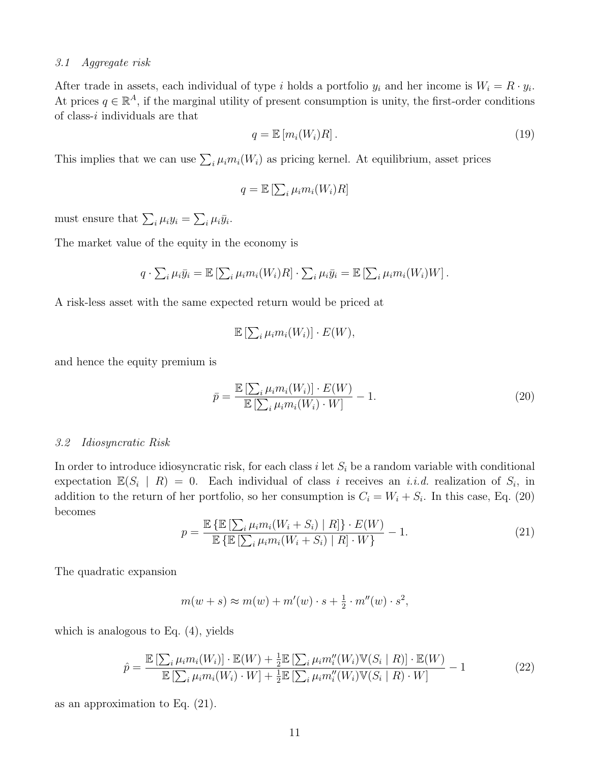### 3.1 *Aggregate risk*

After trade in assets, each individual of type $i$ holds a portfolio $y_i$ and her income is $W_i = R \cdot y_i$. At prices $q \in \mathbb{R}^A$, if the marginal utility of present consumption is unity, the first-order conditions of class-$i$ individuals are that

$$q = \mathbb{E}\left[m_i(W_i)R\right]. \tag{19}$$

This implies that we can use $\sum_i \mu_i m_i(W_i)$ as pricing kernel. At equilibrium, asset prices

$$q = \mathbb{E}\left[\sum_i \mu_i m_i(W_i)R\right]$$

must ensure that $\sum_i \mu_i y_i = \sum_i \mu_i \bar{y}_i$.

The market value of the equity in the economy is

$$q \cdot \sum_i \mu_i \bar{y}_i = \mathbb{E}\left[\sum_i \mu_i m_i(W_i)R\right] \cdot \sum_i \mu_i \bar{y}_i = \mathbb{E}\left[\sum_i \mu_i m_i(W_i)W\right].$$

A risk-less asset with the same expected return would be priced at

$$\mathbb{E}\left[\sum_i \mu_i m_i(W_i)\right] \cdot E(W),$$

and hence the equity premium is

$$\bar{p} = \frac{\mathbb{E}\left[\sum_i \mu_i m_i(W_i)\right] \cdot E(W)}{\mathbb{E}\left[\sum_i \mu_i m_i(W_i) \cdot W\right]} - 1. \tag{20}$$

### 3.2 *Idiosyncratic Risk*

In order to introduce idiosyncratic risk, for each class $i$ let $S_i$ be a random variable with conditional expectation $\mathbb{E}(S_i \mid R) = 0$. Each individual of class $i$ receives an *i.i.d.* realization of $S_i$, in addition to the return of her portfolio, so her consumption is $C_i = W_i + S_i$. In this case, Eq. (20) becomes

$$p = \frac{\mathbb{E}\left\{\mathbb{E}\left[\sum_i \mu_i m_i(W_i + S_i) \mid R\right]\right\} \cdot E(W)}{\mathbb{E}\left\{\mathbb{E}\left[\sum_i \mu_i m_i(W_i + S_i) \mid R\right] \cdot W\right\}} - 1. \tag{21}$$

The quadratic expansion

$$m(w + s) \approx m(w) + m'(w) \cdot s + \tfrac{1}{2} \cdot m''(w) \cdot s^2,$$

which is analogous to Eq. (4), yields

$$\hat{p} = \frac{\mathbb{E}\left[\sum_i \mu_i m_i(W_i)\right] \cdot \mathbb{E}(W) + \frac{1}{2}\mathbb{E}\left[\sum_i \mu_i m_i''(W_i)\mathbb{V}(S_i \mid R)\right] \cdot \mathbb{E}(W)}{\mathbb{E}\left[\sum_i \mu_i m_i(W_i) \cdot W\right] + \frac{1}{2}\mathbb{E}\left[\sum_i \mu_i m_i''(W_i)\mathbb{V}(S_i \mid R) \cdot W\right]} - 1 \tag{22}$$

as an approximation to Eq. (21).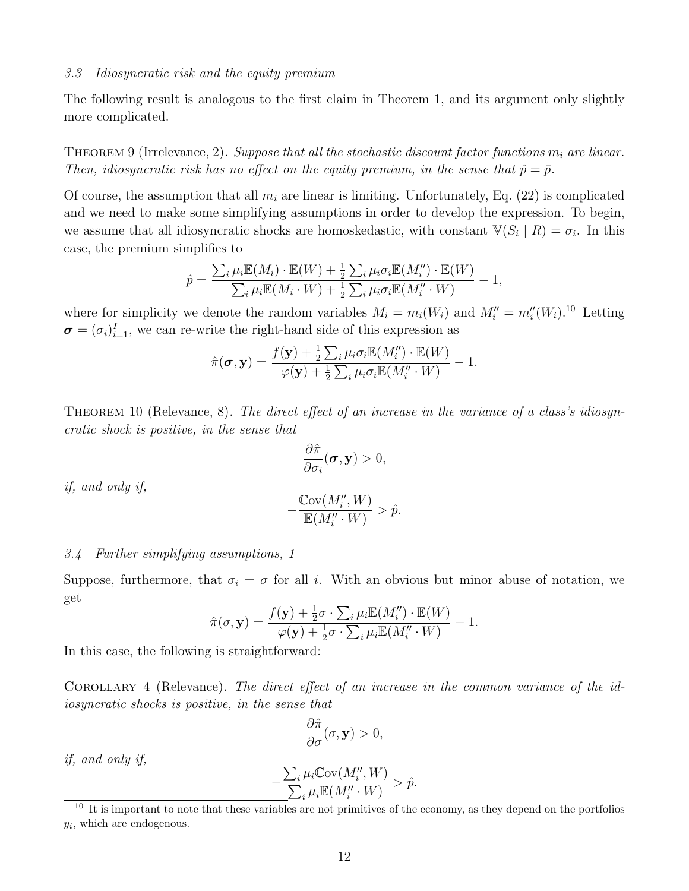### 3.3 Idiosyncratic risk and the equity premium

The following result is analogous to the first claim in Theorem 1, and its argument only slightly more complicated.

Theorem 9 (Irrelevance, 2). *Suppose that all the stochastic discount factor functions $m_i$ are linear. Then, idiosyncratic risk has no effect on the equity premium, in the sense that $\hat{p} = \bar{p}$.*

Of course, the assumption that all $m_i$ are linear is limiting. Unfortunately, Eq. (22) is complicated and we need to make some simplifying assumptions in order to develop the expression. To begin, we assume that all idiosyncratic shocks are homoskedastic, with constant $\mathbb{V}(S_i \mid R) = \sigma_i$. In this case, the premium simplifies to

$$\hat{p} = \frac{\sum_i \mu_i \mathbb{E}(M_i) \cdot \mathbb{E}(W) + \frac{1}{2} \sum_i \mu_i \sigma_i \mathbb{E}(M_i'') \cdot \mathbb{E}(W)}{\sum_i \mu_i \mathbb{E}(M_i \cdot W) + \frac{1}{2} \sum_i \mu_i \sigma_i \mathbb{E}(M_i'' \cdot W)} - 1,$$

where for simplicity we denote the random variables $M_i = m_i(W_i)$ and $M_i'' = m_i''(W_i)$.[10] Letting $\boldsymbol{\sigma} = (\sigma_i)_{i=1}^I$, we can re-write the right-hand side of this expression as

$$\hat{\pi}(\boldsymbol{\sigma}, \mathbf{y}) = \frac{f(\mathbf{y}) + \frac{1}{2} \sum_i \mu_i \sigma_i \mathbb{E}(M_i'') \cdot \mathbb{E}(W)}{\varphi(\mathbf{y}) + \frac{1}{2} \sum_i \mu_i \sigma_i \mathbb{E}(M_i'' \cdot W)} - 1.$$

Theorem 10 (Relevance, 8). *The direct effect of an increase in the variance of a class's idiosyncratic shock is positive, in the sense that*

$$\frac{\partial \hat{\pi}}{\partial \sigma_i}(\boldsymbol{\sigma}, \mathbf{y}) > 0,$$

*if, and only if,*

$$-\frac{\mathbb{C}\text{ov}(M_i'', W)}{\mathbb{E}(M_i'' \cdot W)} > \hat{p}.$$

### 3.4 Further simplifying assumptions, 1

Suppose, furthermore, that $\sigma_i = \sigma$ for all $i$. With an obvious but minor abuse of notation, we get

$$\hat{\pi}(\sigma, \mathbf{y}) = \frac{f(\mathbf{y}) + \frac{1}{2}\sigma \cdot \sum_i \mu_i \mathbb{E}(M_i'') \cdot \mathbb{E}(W)}{\varphi(\mathbf{y}) + \frac{1}{2}\sigma \cdot \sum_i \mu_i \mathbb{E}(M_i'' \cdot W)} - 1.$$

In this case, the following is straightforward:

Corollary 4 (Relevance). *The direct effect of an increase in the common variance of the idiosyncratic shocks is positive, in the sense that*

$$\frac{\partial \hat{\pi}}{\partial \sigma}(\sigma, \mathbf{y}) > 0,$$

*if, and only if,*

$$-\frac{\sum_i \mu_i \mathbb{C}\text{ov}(M_i'', W)}{\sum_i \mu_i \mathbb{E}(M_i'' \cdot W)} > \hat{p}.$$

[10] It is important to note that these variables are not primitives of the economy, as they depend on the portfolios $y_i$, which are endogenous.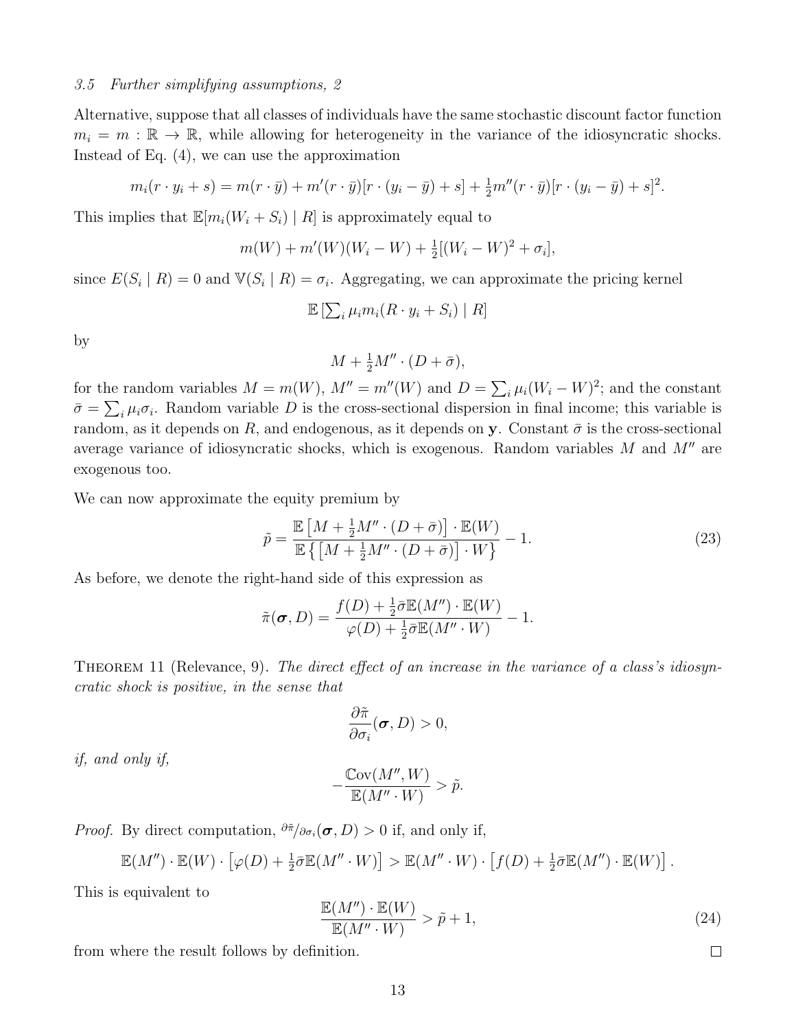### 3.5 Further simplifying assumptions, 2

Alternative, suppose that all classes of individuals have the same stochastic discount factor function $m_i = m : \mathbb{R} \to \mathbb{R}$, while allowing for heterogeneity in the variance of the idiosyncratic shocks. Instead of Eq. (4), we can use the approximation

$$m_i(r \cdot y_i + s) = m(r \cdot \bar{y}) + m'(r \cdot \bar{y})[r \cdot (y_i - \bar{y}) + s] + \tfrac{1}{2}m''(r \cdot \bar{y})[r \cdot (y_i - \bar{y}) + s]^2.$$

This implies that $\mathbb{E}[m_i(W_i + S_i) \mid R]$ is approximately equal to

$$m(W) + m'(W)(W_i - W) + \tfrac{1}{2}[(W_i - W)^2 + \sigma_i],$$

since $E(S_i \mid R) = 0$ and $\mathbb{V}(S_i \mid R) = \sigma_i$. Aggregating, we can approximate the pricing kernel

$$\mathbb{E}\left[\textstyle\sum_i \mu_i m_i(R \cdot y_i + S_i) \mid R\right]$$

by

$$M + \tfrac{1}{2}M'' \cdot (D + \bar{\sigma}),$$

for the random variables $M = m(W)$, $M'' = m''(W)$ and $D = \sum_i \mu_i (W_i - W)^2$; and the constant $\bar{\sigma} = \sum_i \mu_i \sigma_i$. Random variable $D$ is the cross-sectional dispersion in final income; this variable is random, as it depends on $R$, and endogenous, as it depends on $\mathbf{y}$. Constant $\bar{\sigma}$ is the cross-sectional average variance of idiosyncratic shocks, which is exogenous. Random variables $M$ and $M''$ are exogenous too.

We can now approximate the equity premium by

$$\tilde{p} = \frac{\mathbb{E}\left[M + \frac{1}{2}M'' \cdot (D + \bar{\sigma})\right] \cdot \mathbb{E}(W)}{\mathbb{E}\left\{\left[M + \frac{1}{2}M'' \cdot (D + \bar{\sigma})\right] \cdot W\right\}} - 1. \tag{23}$$

As before, we denote the right-hand side of this expression as

$$\tilde{\pi}(\boldsymbol{\sigma}, D) = \frac{f(D) + \frac{1}{2}\bar{\sigma}\mathbb{E}(M'') \cdot \mathbb{E}(W)}{\varphi(D) + \frac{1}{2}\bar{\sigma}\mathbb{E}(M'' \cdot W)} - 1.$$

THEOREM 11 (Relevance, 9). *The direct effect of an increase in the variance of a class's idiosyncratic shock is positive, in the sense that*

$$\frac{\partial \tilde{\pi}}{\partial \sigma_i}(\boldsymbol{\sigma}, D) > 0,$$

*if, and only if,*

$$-\frac{\mathbb{C}\text{ov}(M'', W)}{\mathbb{E}(M'' \cdot W)} > \tilde{p}.$$

*Proof.* By direct computation, $\partial \tilde{\pi}/\partial \sigma_i(\boldsymbol{\sigma}, D) > 0$ if, and only if,

$$\mathbb{E}(M'') \cdot \mathbb{E}(W) \cdot \left[\varphi(D) + \tfrac{1}{2}\bar{\sigma}\mathbb{E}(M'' \cdot W)\right] > \mathbb{E}(M'' \cdot W) \cdot \left[f(D) + \tfrac{1}{2}\bar{\sigma}\mathbb{E}(M'') \cdot \mathbb{E}(W)\right].$$

This is equivalent to

$$\frac{\mathbb{E}(M'') \cdot \mathbb{E}(W)}{\mathbb{E}(M'' \cdot W)} > \tilde{p} + 1, \tag{24}$$

from where the result follows by definition. $\square$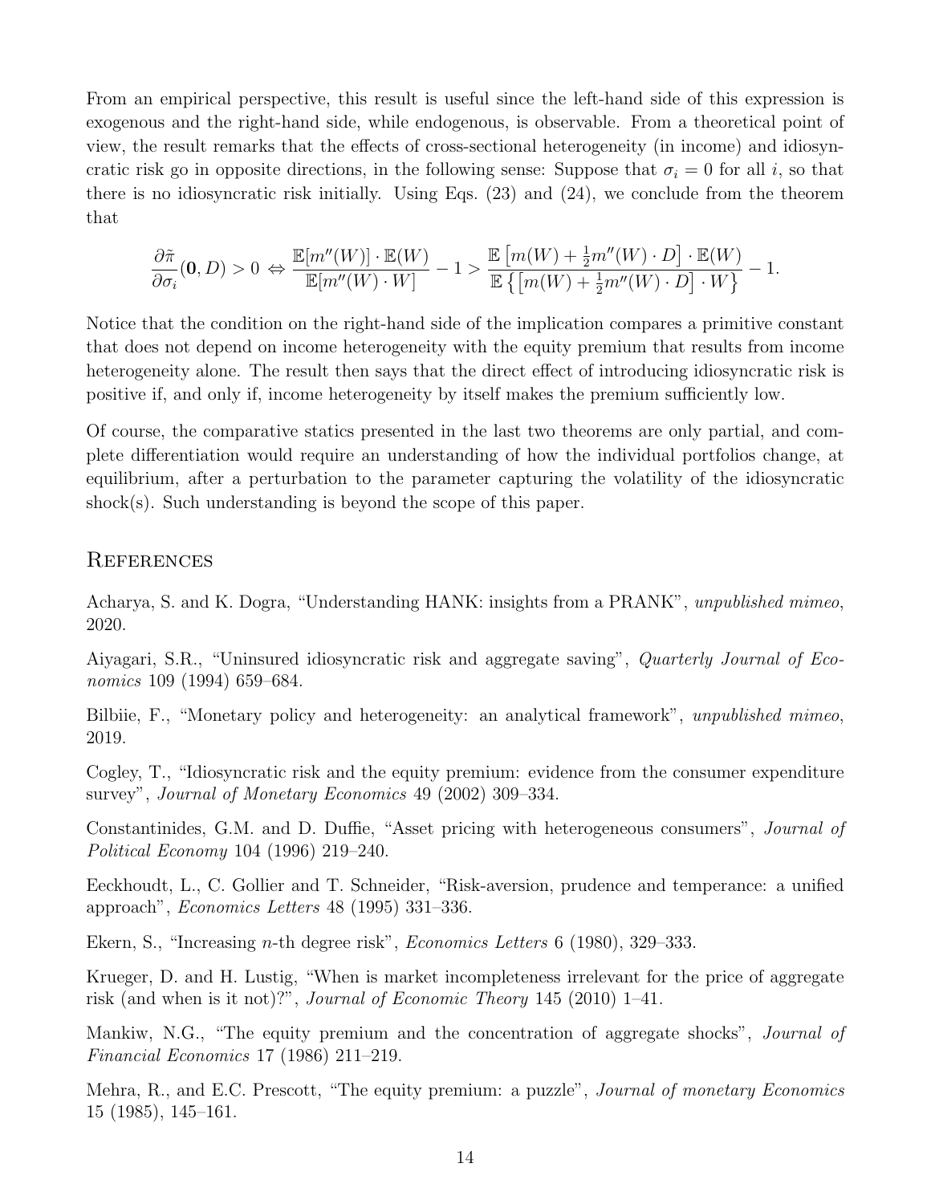From an empirical perspective, this result is useful since the left-hand side of this expression is exogenous and the right-hand side, while endogenous, is observable. From a theoretical point of view, the result remarks that the effects of cross-sectional heterogeneity (in income) and idiosyncratic risk go in opposite directions, in the following sense: Suppose that $\sigma_i = 0$ for all $i$, so that there is no idiosyncratic risk initially. Using Eqs. (23) and (24), we conclude from the theorem that

$$\frac{\partial \tilde{\pi}}{\partial \sigma_i}(\mathbf{0}, D) > 0 \Leftrightarrow \frac{\mathbb{E}[m''(W)] \cdot \mathbb{E}(W)}{\mathbb{E}[m''(W) \cdot W]} - 1 > \frac{\mathbb{E}\left[m(W) + \frac{1}{2}m''(W) \cdot D\right] \cdot \mathbb{E}(W)}{\mathbb{E}\left\{\left[m(W) + \frac{1}{2}m''(W) \cdot D\right] \cdot W\right\}} - 1.$$

Notice that the condition on the right-hand side of the implication compares a primitive constant that does not depend on income heterogeneity with the equity premium that results from income heterogeneity alone. The result then says that the direct effect of introducing idiosyncratic risk is positive if, and only if, income heterogeneity by itself makes the premium sufficiently low.

Of course, the comparative statics presented in the last two theorems are only partial, and complete differentiation would require an understanding of how the individual portfolios change, at equilibrium, after a perturbation to the parameter capturing the volatility of the idiosyncratic shock(s). Such understanding is beyond the scope of this paper.

## References

Acharya, S. and K. Dogra, "Understanding HANK: insights from a PRANK", *unpublished mimeo*, 2020.

Aiyagari, S.R., "Uninsured idiosyncratic risk and aggregate saving", *Quarterly Journal of Economics* 109 (1994) 659–684.

Bilbiie, F., "Monetary policy and heterogeneity: an analytical framework", *unpublished mimeo*, 2019.

Cogley, T., "Idiosyncratic risk and the equity premium: evidence from the consumer expenditure survey", *Journal of Monetary Economics* 49 (2002) 309–334.

Constantinides, G.M. and D. Duffie, "Asset pricing with heterogeneous consumers", *Journal of Political Economy* 104 (1996) 219–240.

Eeckhoudt, L., C. Gollier and T. Schneider, "Risk-aversion, prudence and temperance: a unified approach", *Economics Letters* 48 (1995) 331–336.

Ekern, S., "Increasing $n$-th degree risk", *Economics Letters* 6 (1980), 329–333.

Krueger, D. and H. Lustig, "When is market incompleteness irrelevant for the price of aggregate risk (and when is it not)?", *Journal of Economic Theory* 145 (2010) 1–41.

Mankiw, N.G., "The equity premium and the concentration of aggregate shocks", *Journal of Financial Economics* 17 (1986) 211–219.

Mehra, R., and E.C. Prescott, "The equity premium: a puzzle", *Journal of monetary Economics* 15 (1985), 145–161.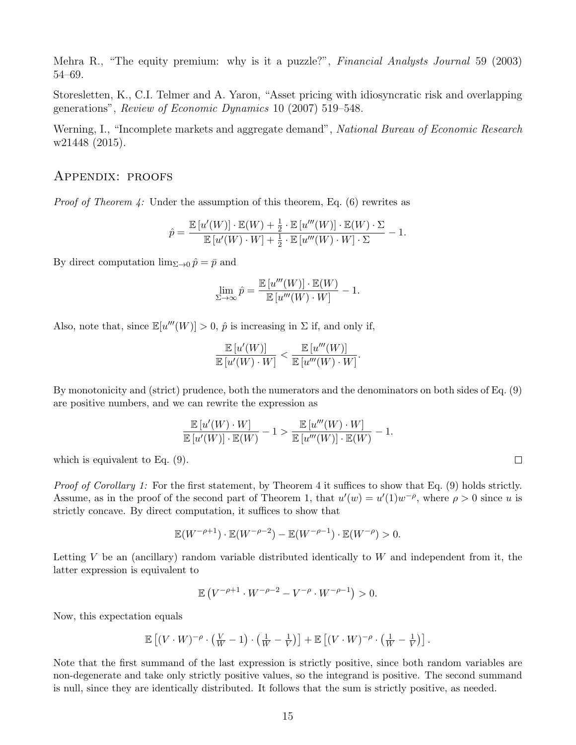Mehra R., "The equity premium: why is it a puzzle?", *Financial Analysts Journal* 59 (2003) 54–69.

Storesletten, K., C.I. Telmer and A. Yaron, "Asset pricing with idiosyncratic risk and overlapping generations", *Review of Economic Dynamics* 10 (2007) 519–548.

Werning, I., "Incomplete markets and aggregate demand", *National Bureau of Economic Research* w21448 (2015).

## Appendix: proofs

*Proof of Theorem 4:* Under the assumption of this theorem, Eq. (6) rewrites as

$$\hat{p} = \frac{\mathbb{E}\left[u'(W)\right] \cdot \mathbb{E}(W) + \frac{1}{2} \cdot \mathbb{E}\left[u'''(W)\right] \cdot \mathbb{E}(W) \cdot \Sigma}{\mathbb{E}\left[u'(W) \cdot W\right] + \frac{1}{2} \cdot \mathbb{E}\left[u'''(W) \cdot W\right] \cdot \Sigma} - 1.$$

By direct computation $\lim_{\Sigma \to 0} \hat{p} = \bar{p}$ and

$$\lim_{\Sigma \to \infty} \hat{p} = \frac{\mathbb{E}\left[u'''(W)\right] \cdot \mathbb{E}(W)}{\mathbb{E}\left[u'''(W) \cdot W\right]} - 1.$$

Also, note that, since $\mathbb{E}[u'''(W)] > 0$, $\hat{p}$ is increasing in $\Sigma$ if, and only if,

$$\frac{\mathbb{E}\left[u'(W)\right]}{\mathbb{E}\left[u'(W) \cdot W\right]} < \frac{\mathbb{E}\left[u'''(W)\right]}{\mathbb{E}\left[u'''(W) \cdot W\right]}.$$

By monotonicity and (strict) prudence, both the numerators and the denominators on both sides of Eq. (9) are positive numbers, and we can rewrite the expression as

$$\frac{\mathbb{E}\left[u'(W) \cdot W\right]}{\mathbb{E}\left[u'(W)\right] \cdot \mathbb{E}(W)} - 1 > \frac{\mathbb{E}\left[u'''(W) \cdot W\right]}{\mathbb{E}\left[u'''(W)\right] \cdot \mathbb{E}(W)} - 1.$$

which is equivalent to Eq. (9). ∎

*Proof of Corollary 1:* For the first statement, by Theorem 4 it suffices to show that Eq. (9) holds strictly. Assume, as in the proof of the second part of Theorem 1, that $u'(w) = u'(1)w^{-\rho}$, where $\rho > 0$ since $u$ is strictly concave. By direct computation, it suffices to show that

$$\mathbb{E}(W^{-\rho+1}) \cdot \mathbb{E}(W^{-\rho-2}) - \mathbb{E}(W^{-\rho-1}) \cdot \mathbb{E}(W^{-\rho}) > 0.$$

Letting $V$ be an (ancillary) random variable distributed identically to $W$ and independent from it, the latter expression is equivalent to

$$\mathbb{E}\left(V^{-\rho+1} \cdot W^{-\rho-2} - V^{-\rho} \cdot W^{-\rho-1}\right) > 0.$$

Now, this expectation equals

$$\mathbb{E}\left[(V \cdot W)^{-\rho} \cdot \left(\frac{V}{W} - 1\right) \cdot \left(\frac{1}{W} - \frac{1}{V}\right)\right] + \mathbb{E}\left[(V \cdot W)^{-\rho} \cdot \left(\frac{1}{W} - \frac{1}{V}\right)\right].$$

Note that the first summand of the last expression is strictly positive, since both random variables are non-degenerate and take only strictly positive values, so the integrand is positive. The second summand is null, since they are identically distributed. It follows that the sum is strictly positive, as needed.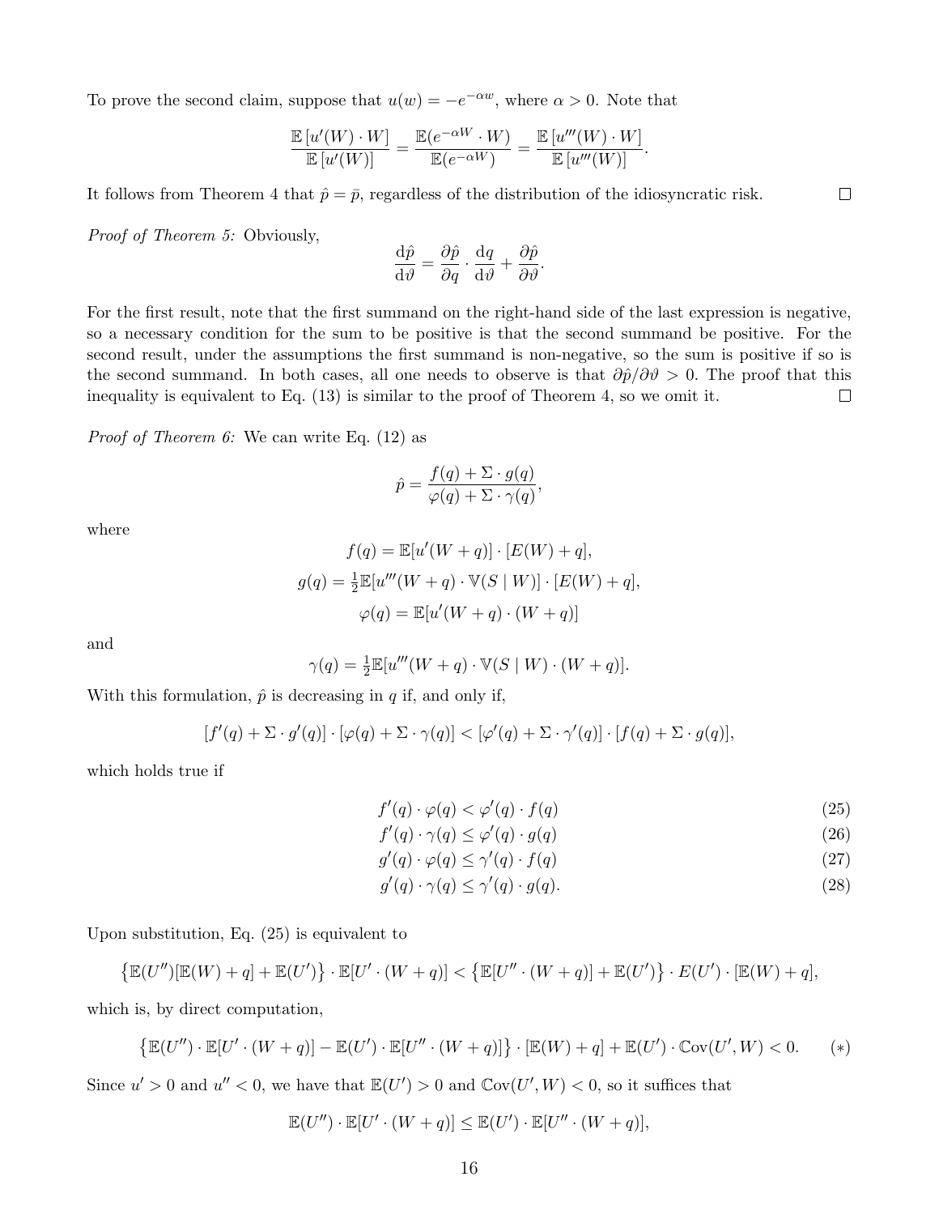To prove the second claim, suppose that $u(w) = -e^{-\alpha w}$, where $\alpha > 0$. Note that

$$\frac{\mathbb{E}\left[u'(W) \cdot W\right]}{\mathbb{E}\left[u'(W)\right]} = \frac{\mathbb{E}(e^{-\alpha W} \cdot W)}{\mathbb{E}(e^{-\alpha W})} = \frac{\mathbb{E}\left[u'''(W) \cdot W\right]}{\mathbb{E}\left[u'''(W)\right]}.$$

It follows from Theorem 4 that $\hat{p} = \bar{p}$, regardless of the distribution of the idiosyncratic risk. $\square$

*Proof of Theorem 5:* Obviously,

$$\frac{\mathrm{d}\hat{p}}{\mathrm{d}\vartheta} = \frac{\partial \hat{p}}{\partial q} \cdot \frac{\mathrm{d}q}{\mathrm{d}\vartheta} + \frac{\partial \hat{p}}{\partial \vartheta}.$$

For the first result, note that the first summand on the right-hand side of the last expression is negative, so a necessary condition for the sum to be positive is that the second summand be positive. For the second result, under the assumptions the first summand is non-negative, so the sum is positive if so is the second summand. In both cases, all one needs to observe is that $\partial \hat{p}/\partial \vartheta > 0$. The proof that this inequality is equivalent to Eq. (13) is similar to the proof of Theorem 4, so we omit it. $\square$

*Proof of Theorem 6:* We can write Eq. (12) as

$$\hat{p} = \frac{f(q) + \Sigma \cdot g(q)}{\varphi(q) + \Sigma \cdot \gamma(q)},$$

where

$$f(q) = \mathbb{E}[u'(W + q)] \cdot [E(W) + q],$$

$$g(q) = \tfrac{1}{2}\mathbb{E}[u'''(W + q) \cdot \mathbb{V}(S \mid W)] \cdot [E(W) + q],$$

$$\varphi(q) = \mathbb{E}[u'(W + q) \cdot (W + q)]$$

and

$$\gamma(q) = \tfrac{1}{2}\mathbb{E}[u'''(W + q) \cdot \mathbb{V}(S \mid W) \cdot (W + q)].$$

With this formulation, $\hat{p}$ is decreasing in $q$ if, and only if,

$$[f'(q) + \Sigma \cdot g'(q)] \cdot [\varphi(q) + \Sigma \cdot \gamma(q)] < [\varphi'(q) + \Sigma \cdot \gamma'(q)] \cdot [f(q) + \Sigma \cdot g(q)],$$

which holds true if

$$f'(q) \cdot \varphi(q) < \varphi'(q) \cdot f(q) \tag{25}$$

$$f'(q) \cdot \gamma(q) \leq \varphi'(q) \cdot g(q) \tag{26}$$

$$g'(q) \cdot \varphi(q) \leq \gamma'(q) \cdot f(q) \tag{27}$$

$$g'(q) \cdot \gamma(q) \leq \gamma'(q) \cdot g(q). \tag{28}$$

Upon substitution, Eq. (25) is equivalent to

$$\left\{\mathbb{E}(U'')[\mathbb{E}(W) + q] + \mathbb{E}(U')\right\} \cdot \mathbb{E}[U' \cdot (W + q)] < \left\{\mathbb{E}[U'' \cdot (W + q)] + \mathbb{E}(U')\right\} \cdot E(U') \cdot [\mathbb{E}(W) + q],$$

which is, by direct computation,

$$\left\{\mathbb{E}(U'') \cdot \mathbb{E}[U' \cdot (W + q)] - \mathbb{E}(U') \cdot \mathbb{E}[U'' \cdot (W + q)]\right\} \cdot [\mathbb{E}(W) + q] + \mathbb{E}(U') \cdot \mathbb{C}\mathrm{ov}(U', W) < 0. \tag{$*$}$$

Since $u' > 0$ and $u'' < 0$, we have that $\mathbb{E}(U') > 0$ and $\mathbb{C}\mathrm{ov}(U', W) < 0$, so it suffices that

$$\mathbb{E}(U'') \cdot \mathbb{E}[U' \cdot (W + q)] \leq \mathbb{E}(U') \cdot \mathbb{E}[U'' \cdot (W + q)],$$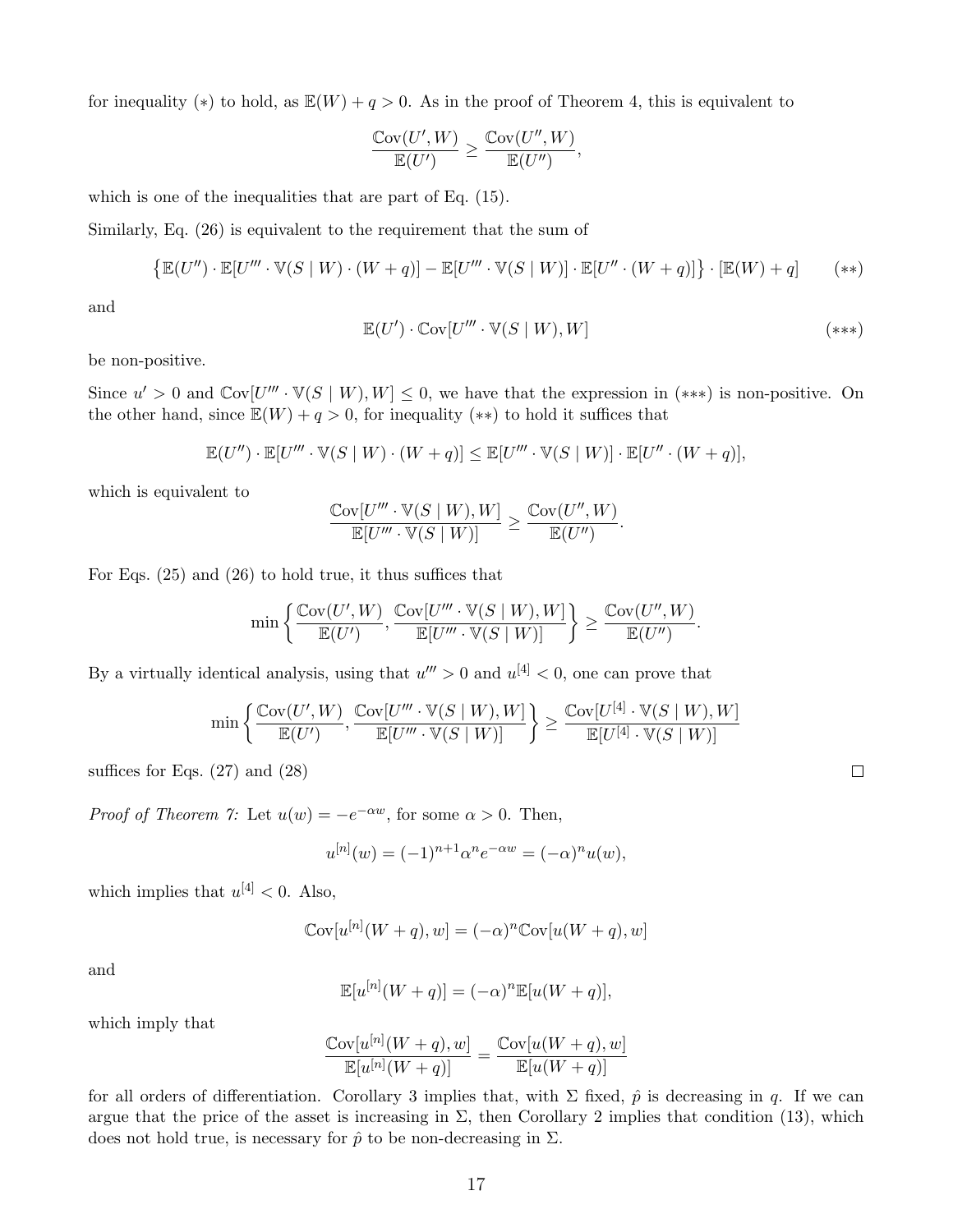for inequality $(*)$ to hold, as $\mathbb{E}(W) + q > 0$. As in the proof of Theorem 4, this is equivalent to

$$\frac{\mathbb{C}\text{ov}(U', W)}{\mathbb{E}(U')} \geq \frac{\mathbb{C}\text{ov}(U'', W)}{\mathbb{E}(U'')},$$

which is one of the inequalities that are part of Eq. (15).

Similarly, Eq. (26) is equivalent to the requirement that the sum of

$$\left\{\mathbb{E}(U'') \cdot \mathbb{E}[U''' \cdot \mathbb{V}(S \mid W) \cdot (W + q)] - \mathbb{E}[U''' \cdot \mathbb{V}(S \mid W)] \cdot \mathbb{E}[U'' \cdot (W + q)]\right\} \cdot [\mathbb{E}(W) + q] \qquad (**)$$

and

$$\mathbb{E}(U') \cdot \mathbb{C}\text{ov}[U''' \cdot \mathbb{V}(S \mid W), W] \qquad (***)$$

be non-positive.

Since $u' > 0$ and $\mathbb{C}\text{ov}[U''' \cdot \mathbb{V}(S \mid W), W] \leq 0$, we have that the expression in $(***)$ is non-positive. On the other hand, since $\mathbb{E}(W) + q > 0$, for inequality $(**)$ to hold it suffices that

$$\mathbb{E}(U'') \cdot \mathbb{E}[U''' \cdot \mathbb{V}(S \mid W) \cdot (W + q)] \leq \mathbb{E}[U''' \cdot \mathbb{V}(S \mid W)] \cdot \mathbb{E}[U'' \cdot (W + q)],$$

which is equivalent to

$$\frac{\mathbb{C}\text{ov}[U''' \cdot \mathbb{V}(S \mid W), W]}{\mathbb{E}[U''' \cdot \mathbb{V}(S \mid W)]} \geq \frac{\mathbb{C}\text{ov}(U'', W)}{\mathbb{E}(U'')}.$$

For Eqs. (25) and (26) to hold true, it thus suffices that

$$\min\left\{\frac{\mathbb{C}\text{ov}(U', W)}{\mathbb{E}(U')}, \frac{\mathbb{C}\text{ov}[U''' \cdot \mathbb{V}(S \mid W), W]}{\mathbb{E}[U''' \cdot \mathbb{V}(S \mid W)]}\right\} \geq \frac{\mathbb{C}\text{ov}(U'', W)}{\mathbb{E}(U'')}.$$

By a virtually identical analysis, using that $u''' > 0$ and $u^{[4]} < 0$, one can prove that

$$\min\left\{\frac{\mathbb{C}\text{ov}(U', W)}{\mathbb{E}(U')}, \frac{\mathbb{C}\text{ov}[U''' \cdot \mathbb{V}(S \mid W), W]}{\mathbb{E}[U''' \cdot \mathbb{V}(S \mid W)]}\right\} \geq \frac{\mathbb{C}\text{ov}[U^{[4]} \cdot \mathbb{V}(S \mid W), W]}{\mathbb{E}[U^{[4]} \cdot \mathbb{V}(S \mid W)]}$$

suffices for Eqs. (27) and (28) $\square$

*Proof of Theorem 7:* Let $u(w) = -e^{-\alpha w}$, for some $\alpha > 0$. Then,

$$u^{[n]}(w) = (-1)^{n+1}\alpha^n e^{-\alpha w} = (-\alpha)^n u(w),$$

which implies that $u^{[4]} < 0$. Also,

$$\mathbb{C}\text{ov}[u^{[n]}(W + q), w] = (-\alpha)^n \mathbb{C}\text{ov}[u(W + q), w]$$

and

$$\mathbb{E}[u^{[n]}(W + q)] = (-\alpha)^n \mathbb{E}[u(W + q)],$$

which imply that

$$\frac{\mathbb{C}\text{ov}[u^{[n]}(W + q), w]}{\mathbb{E}[u^{[n]}(W + q)]} = \frac{\mathbb{C}\text{ov}[u(W + q), w]}{\mathbb{E}[u(W + q)]}$$

for all orders of differentiation. Corollary 3 implies that, with $\Sigma$ fixed, $\hat{p}$ is decreasing in $q$. If we can argue that the price of the asset is increasing in $\Sigma$, then Corollary 2 implies that condition (13), which does not hold true, is necessary for $\hat{p}$ to be non-decreasing in $\Sigma$.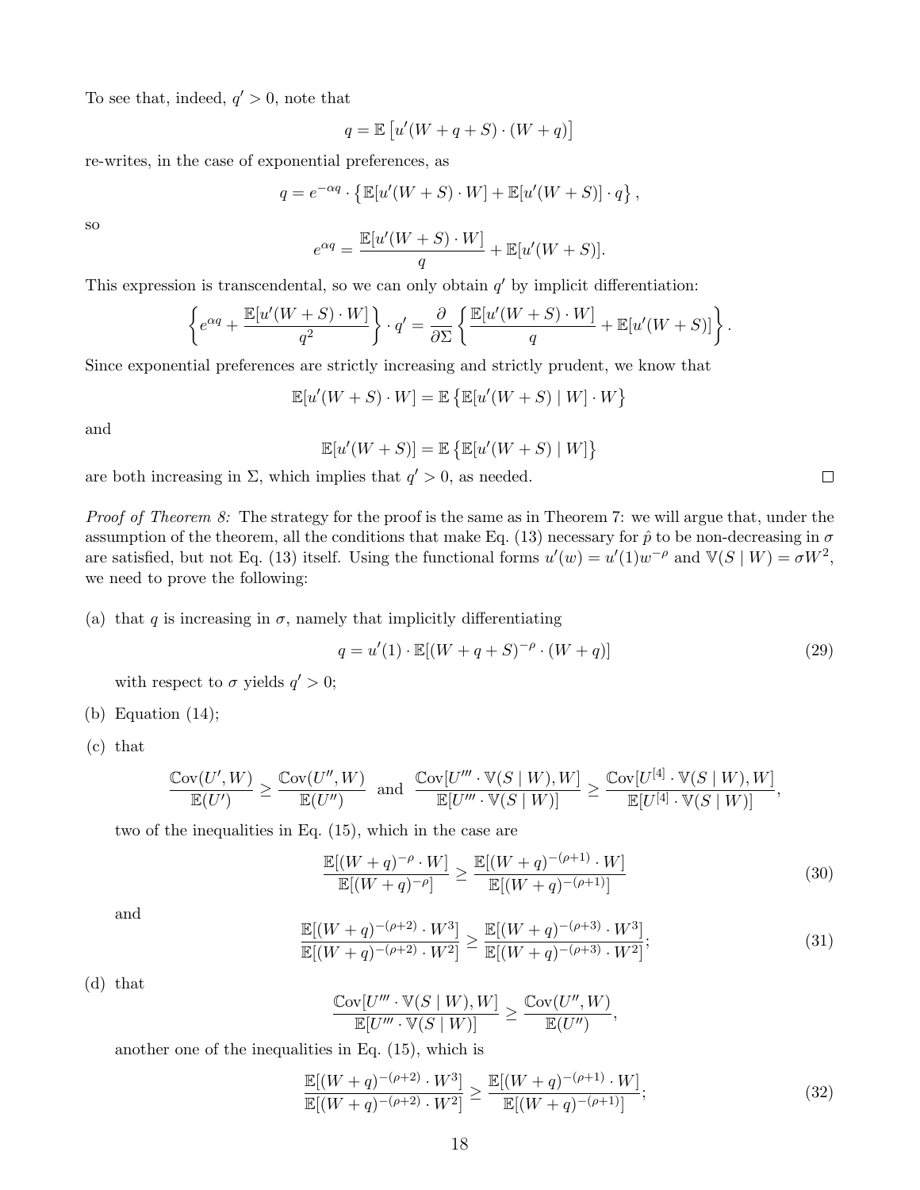To see that, indeed, $q' > 0$, note that

$$q = \mathbb{E}\left[u'(W + q + S) \cdot (W + q)\right]$$

re-writes, in the case of exponential preferences, as

$$q = e^{-\alpha q} \cdot \left\{\mathbb{E}[u'(W+S) \cdot W] + \mathbb{E}[u'(W+S)] \cdot q\right\},$$

so

$$e^{\alpha q} = \frac{\mathbb{E}[u'(W+S) \cdot W]}{q} + \mathbb{E}[u'(W+S)].$$

This expression is transcendental, so we can only obtain $q'$ by implicit differentiation:

$$\left\{e^{\alpha q} + \frac{\mathbb{E}[u'(W+S) \cdot W]}{q^2}\right\} \cdot q' = \frac{\partial}{\partial \Sigma}\left\{\frac{\mathbb{E}[u'(W+S) \cdot W]}{q} + \mathbb{E}[u'(W+S)]\right\}.$$

Since exponential preferences are strictly increasing and strictly prudent, we know that

$$\mathbb{E}[u'(W+S) \cdot W] = \mathbb{E}\left\{\mathbb{E}[u'(W+S) \mid W] \cdot W\right\}$$

and

$$\mathbb{E}[u'(W+S)] = \mathbb{E}\left\{\mathbb{E}[u'(W+S) \mid W]\right\}$$

are both increasing in $\Sigma$, which implies that $q' > 0$, as needed. □

*Proof of Theorem 8:* The strategy for the proof is the same as in Theorem 7: we will argue that, under the assumption of the theorem, all the conditions that make Eq. (13) necessary for $\hat{p}$ to be non-decreasing in $\sigma$ are satisfied, but not Eq. (13) itself. Using the functional forms $u'(w) = u'(1)w^{-\rho}$ and $\mathbb{V}(S \mid W) = \sigma W^2$, we need to prove the following:

(a) that $q$ is increasing in $\sigma$, namely that implicitly differentiating

$$q = u'(1) \cdot \mathbb{E}[(W + q + S)^{-\rho} \cdot (W + q)] \tag{29}$$

with respect to $\sigma$ yields $q' > 0$;

(b) Equation (14);

(c) that

$$\frac{\mathbb{C}\text{ov}(U', W)}{\mathbb{E}(U')} \geq \frac{\mathbb{C}\text{ov}(U'', W)}{\mathbb{E}(U'')} \quad \text{and} \quad \frac{\mathbb{C}\text{ov}[U''' \cdot \mathbb{V}(S \mid W), W]}{\mathbb{E}[U''' \cdot \mathbb{V}(S \mid W)]} \geq \frac{\mathbb{C}\text{ov}[U^{[4]} \cdot \mathbb{V}(S \mid W), W]}{\mathbb{E}[U^{[4]} \cdot \mathbb{V}(S \mid W)]},$$

two of the inequalities in Eq. (15), which in the case are

$$\frac{\mathbb{E}[(W+q)^{-\rho} \cdot W]}{\mathbb{E}[(W+q)^{-\rho}]} \geq \frac{\mathbb{E}[(W+q)^{-(\rho+1)} \cdot W]}{\mathbb{E}[(W+q)^{-(\rho+1)}]} \tag{30}$$

and

$$\frac{\mathbb{E}[(W+q)^{-(\rho+2)} \cdot W^3]}{\mathbb{E}[(W+q)^{-(\rho+2)} \cdot W^2]} \geq \frac{\mathbb{E}[(W+q)^{-(\rho+3)} \cdot W^3]}{\mathbb{E}[(W+q)^{-(\rho+3)} \cdot W^2]}; \tag{31}$$

(d) that

$$\frac{\mathbb{C}\text{ov}[U''' \cdot \mathbb{V}(S \mid W), W]}{\mathbb{E}[U''' \cdot \mathbb{V}(S \mid W)]} \geq \frac{\mathbb{C}\text{ov}(U'', W)}{\mathbb{E}(U'')},$$

another one of the inequalities in Eq. (15), which is

$$\frac{\mathbb{E}[(W+q)^{-(\rho+2)} \cdot W^3]}{\mathbb{E}[(W+q)^{-(\rho+2)} \cdot W^2]} \geq \frac{\mathbb{E}[(W+q)^{-(\rho+1)} \cdot W]}{\mathbb{E}[(W+q)^{-(\rho+1)}]}; \tag{32}$$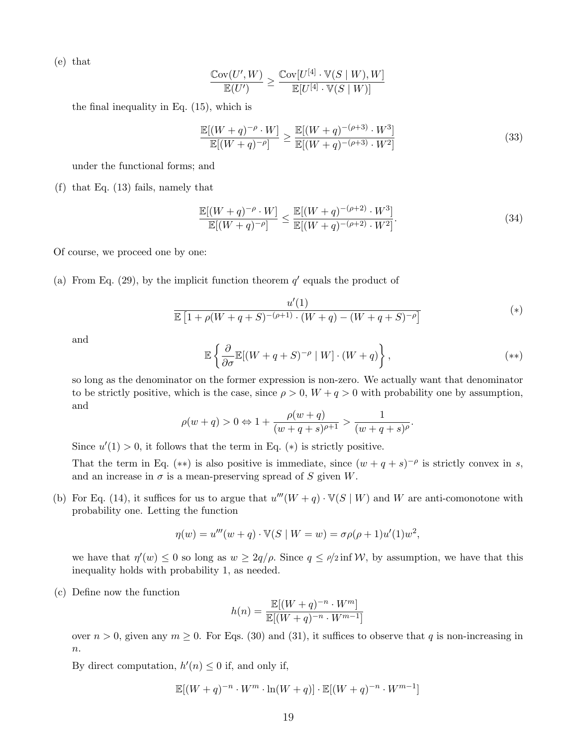(e) that

$$\frac{\mathbb{C}\text{ov}(U', W)}{\mathbb{E}(U')} \geq \frac{\mathbb{C}\text{ov}[U^{[4]} \cdot \mathbb{V}(S \mid W), W]}{\mathbb{E}[U^{[4]} \cdot \mathbb{V}(S \mid W)]}$$

the final inequality in Eq. (15), which is

$$\frac{\mathbb{E}[(W+q)^{-\rho} \cdot W]}{\mathbb{E}[(W+q)^{-\rho}]} \geq \frac{\mathbb{E}[(W+q)^{-(\rho+3)} \cdot W^3]}{\mathbb{E}[(W+q)^{-(\rho+3)} \cdot W^2]} \tag{33}$$

under the functional forms; and

(f) that Eq. (13) fails, namely that

$$\frac{\mathbb{E}[(W+q)^{-\rho} \cdot W]}{\mathbb{E}[(W+q)^{-\rho}]} \leq \frac{\mathbb{E}[(W+q)^{-(\rho+2)} \cdot W^3]}{\mathbb{E}[(W+q)^{-(\rho+2)} \cdot W^2]}. \tag{34}$$

Of course, we proceed one by one:

(a) From Eq. (29), by the implicit function theorem $q'$ equals the product of

$$\frac{u'(1)}{\mathbb{E}\left[1 + \rho(W+q+S)^{-(\rho+1)} \cdot (W+q) - (W+q+S)^{-\rho}\right]} \tag{$*$}$$

and

$$\mathbb{E}\left\{\frac{\partial}{\partial \sigma}\mathbb{E}[(W+q+S)^{-\rho} \mid W] \cdot (W+q)\right\}, \tag{$**$}$$

so long as the denominator on the former expression is non-zero. We actually want that denominator to be strictly positive, which is the case, since $\rho > 0$, $W + q > 0$ with probability one by assumption, and

$$\rho(w+q) > 0 \Leftrightarrow 1 + \frac{\rho(w+q)}{(w+q+s)^{\rho+1}} > \frac{1}{(w+q+s)^{\rho}}.$$

Since $u'(1) > 0$, it follows that the term in Eq. ($*$) is strictly positive.

That the term in Eq. ($**$) is also positive is immediate, since $(w+q+s)^{-\rho}$ is strictly convex in $s$, and an increase in $\sigma$ is a mean-preserving spread of $S$ given $W$.

(b) For Eq. (14), it suffices for us to argue that $u'''(W+q) \cdot \mathbb{V}(S \mid W)$ and $W$ are anti-comonotone with probability one. Letting the function

$$\eta(w) = u'''(w+q) \cdot \mathbb{V}(S \mid W = w) = \sigma\rho(\rho+1)u'(1)w^2,$$

we have that $\eta'(w) \leq 0$ so long as $w \geq 2q/\rho$. Since $q \leq \rho/2 \inf \mathcal{W}$, by assumption, we have that this inequality holds with probability 1, as needed.

(c) Define now the function

$$h(n) = \frac{\mathbb{E}[(W+q)^{-n} \cdot W^m]}{\mathbb{E}[(W+q)^{-n} \cdot W^{m-1}]}$$

over $n > 0$, given any $m \geq 0$. For Eqs. (30) and (31), it suffices to observe that $q$ is non-increasing in $n$.

By direct computation, $h'(n) \leq 0$ if, and only if,

$$\mathbb{E}[(W+q)^{-n} \cdot W^m \cdot \ln(W+q)] \cdot \mathbb{E}[(W+q)^{-n} \cdot W^{m-1}]$$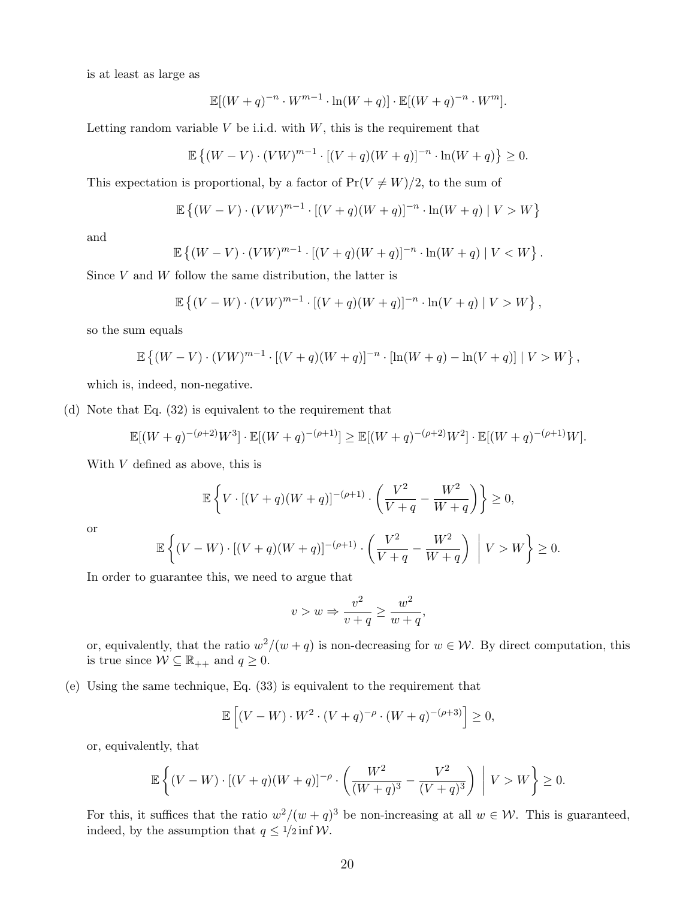is at least as large as

$$\mathbb{E}[(W+q)^{-n} \cdot W^{m-1} \cdot \ln(W+q)] \cdot \mathbb{E}[(W+q)^{-n} \cdot W^{m}].$$

Letting random variable $V$ be i.i.d. with $W$, this is the requirement that

$$\mathbb{E}\left\{(W-V) \cdot (VW)^{m-1} \cdot [(V+q)(W+q)]^{-n} \cdot \ln(W+q)\right\} \geq 0.$$

This expectation is proportional, by a factor of $\Pr(V \neq W)/2$, to the sum of

$$\mathbb{E}\left\{(W-V) \cdot (VW)^{m-1} \cdot [(V+q)(W+q)]^{-n} \cdot \ln(W+q) \mid V > W\right\}$$

and

$$\mathbb{E}\left\{(W-V) \cdot (VW)^{m-1} \cdot [(V+q)(W+q)]^{-n} \cdot \ln(W+q) \mid V < W\right\}.$$

Since $V$ and $W$ follow the same distribution, the latter is

$$\mathbb{E}\left\{(V-W) \cdot (VW)^{m-1} \cdot [(V+q)(W+q)]^{-n} \cdot \ln(V+q) \mid V > W\right\},$$

so the sum equals

$$\mathbb{E}\left\{(W-V) \cdot (VW)^{m-1} \cdot [(V+q)(W+q)]^{-n} \cdot [\ln(W+q) - \ln(V+q)] \mid V > W\right\},$$

which is, indeed, non-negative.

(d) Note that Eq. (32) is equivalent to the requirement that

$$\mathbb{E}[(W+q)^{-(\rho+2)}W^3] \cdot \mathbb{E}[(W+q)^{-(\rho+1)}] \geq \mathbb{E}[(W+q)^{-(\rho+2)}W^2] \cdot \mathbb{E}[(W+q)^{-(\rho+1)}W].$$

With $V$ defined as above, this is

$$\mathbb{E}\left\{V \cdot [(V+q)(W+q)]^{-(\rho+1)} \cdot \left(\frac{V^2}{V+q} - \frac{W^2}{W+q}\right)\right\} \geq 0,$$

or

$$\mathbb{E}\left\{(V-W) \cdot [(V+q)(W+q)]^{-(\rho+1)} \cdot \left(\frac{V^2}{V+q} - \frac{W^2}{W+q}\right) \;\middle|\; V > W\right\} \geq 0.$$

In order to guarantee this, we need to argue that

$$v > w \Rightarrow \frac{v^2}{v+q} \geq \frac{w^2}{w+q},$$

or, equivalently, that the ratio $w^2/(w+q)$ is non-decreasing for $w \in \mathcal{W}$. By direct computation, this is true since $\mathcal{W} \subseteq \mathbb{R}_{++}$ and $q \geq 0$.

(e) Using the same technique, Eq. (33) is equivalent to the requirement that

$$\mathbb{E}\left[(V-W) \cdot W^2 \cdot (V+q)^{-\rho} \cdot (W+q)^{-(\rho+3)}\right] \geq 0,$$

or, equivalently, that

$$\mathbb{E}\left\{(V-W) \cdot [(V+q)(W+q)]^{-\rho} \cdot \left(\frac{W^2}{(W+q)^3} - \frac{V^2}{(V+q)^3}\right) \;\middle|\; V > W\right\} \geq 0.$$

For this, it suffices that the ratio $w^2/(w+q)^3$ be non-increasing at all $w \in \mathcal{W}$. This is guaranteed, indeed, by the assumption that $q \leq 1/2 \inf \mathcal{W}$.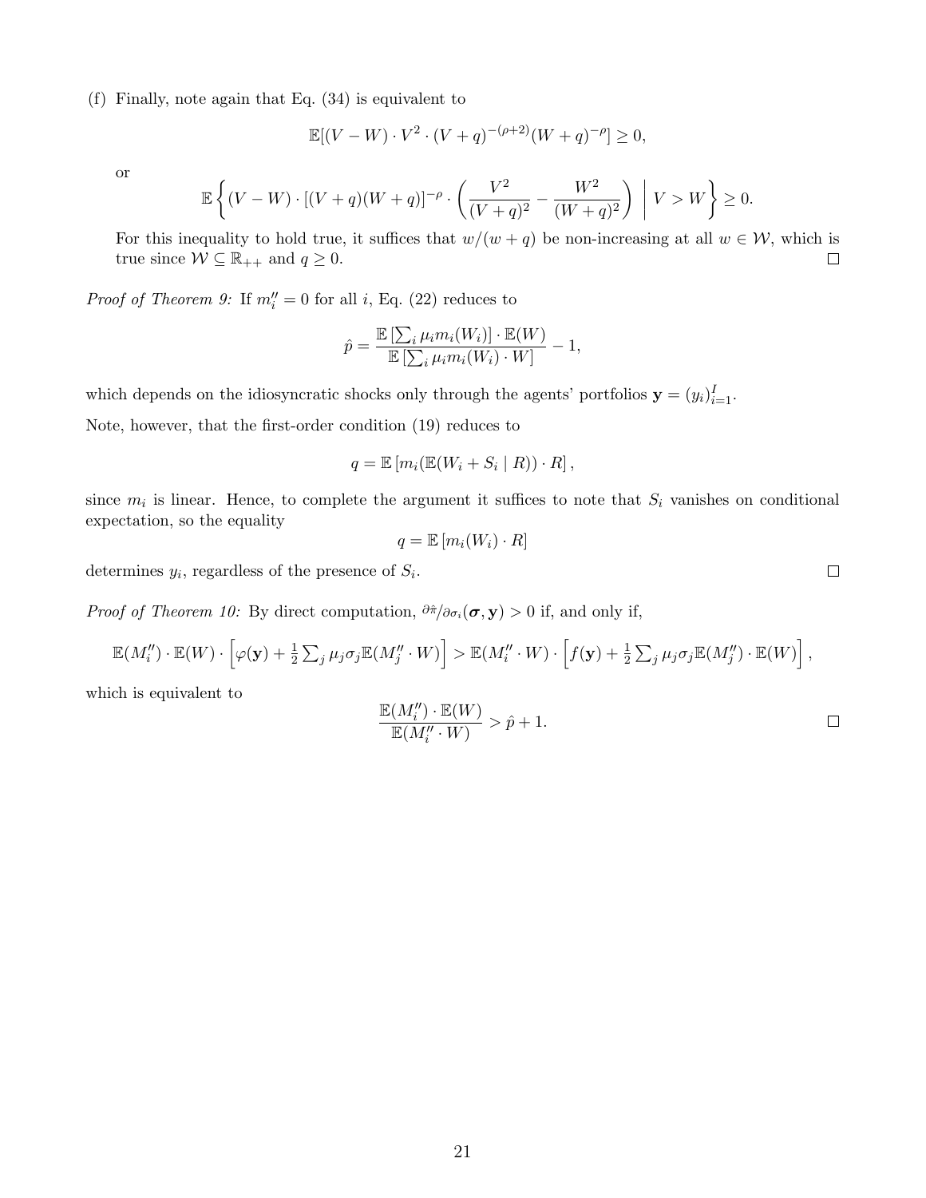(f) Finally, note again that Eq. (34) is equivalent to

$$\mathbb{E}[(V - W) \cdot V^2 \cdot (V + q)^{-(\rho+2)}(W + q)^{-\rho}] \geq 0,$$

or

$$\mathbb{E}\left\{ (V - W) \cdot [(V + q)(W + q)]^{-\rho} \cdot \left( \frac{V^2}{(V + q)^2} - \frac{W^2}{(W + q)^2} \right) \;\middle|\; V > W \right\} \geq 0.$$

For this inequality to hold true, it suffices that $w/(w + q)$ be non-increasing at all $w \in \mathcal{W}$, which is true since $\mathcal{W} \subseteq \mathbb{R}_{++}$ and $q \geq 0$. □

*Proof of Theorem 9:* If $m_i'' = 0$ for all $i$, Eq. (22) reduces to

$$\hat{p} = \frac{\mathbb{E}\left[\sum_i \mu_i m_i(W_i)\right] \cdot \mathbb{E}(W)}{\mathbb{E}\left[\sum_i \mu_i m_i(W_i) \cdot W\right]} - 1,$$

which depends on the idiosyncratic shocks only through the agents' portfolios $\mathbf{y} = (y_i)_{i=1}^I$.

Note, however, that the first-order condition (19) reduces to

$$q = \mathbb{E}\left[m_i(\mathbb{E}(W_i + S_i \mid R)) \cdot R\right],$$

since $m_i$ is linear. Hence, to complete the argument it suffices to note that $S_i$ vanishes on conditional expectation, so the equality

$$q = \mathbb{E}\left[m_i(W_i) \cdot R\right]$$

determines $y_i$, regardless of the presence of $S_i$. □

*Proof of Theorem 10:* By direct computation, $\partial\hat{\pi}/\partial\sigma_i(\boldsymbol{\sigma}, \mathbf{y}) > 0$ if, and only if,

$$\mathbb{E}(M_i'') \cdot \mathbb{E}(W) \cdot \left[\varphi(\mathbf{y}) + \tfrac{1}{2} \sum_j \mu_j \sigma_j \mathbb{E}(M_j'' \cdot W)\right] > \mathbb{E}(M_i'' \cdot W) \cdot \left[f(\mathbf{y}) + \tfrac{1}{2} \sum_j \mu_j \sigma_j \mathbb{E}(M_j'') \cdot \mathbb{E}(W)\right],$$

which is equivalent to

$$\frac{\mathbb{E}(M_i'') \cdot \mathbb{E}(W)}{\mathbb{E}(M_i'' \cdot W)} > \hat{p} + 1.$$

□